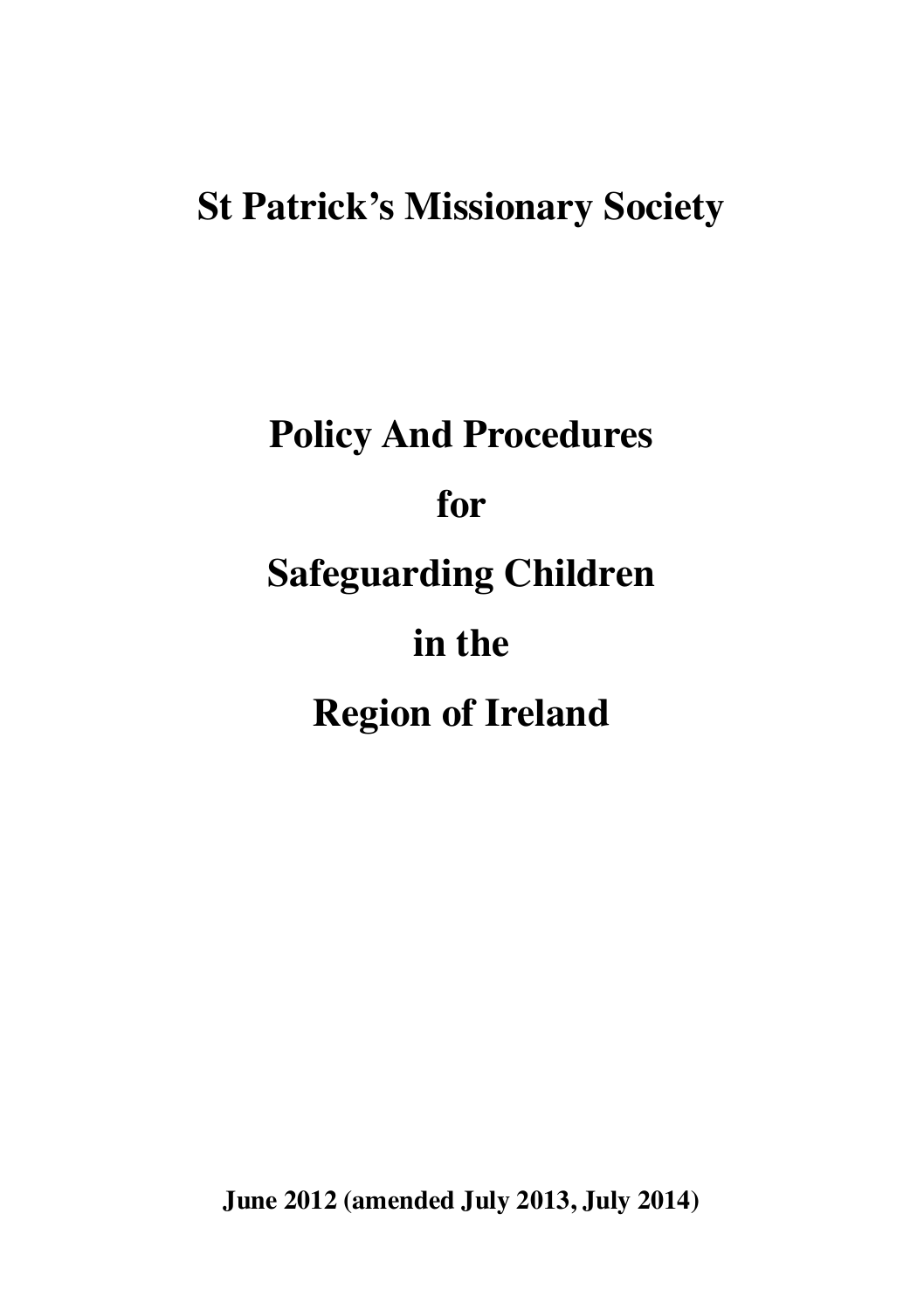# St Patrick's Missionary Society

# Policy And Procedures for Safeguarding Children in the Region of Ireland

**June 2012 (amended July 2013, July 2014)**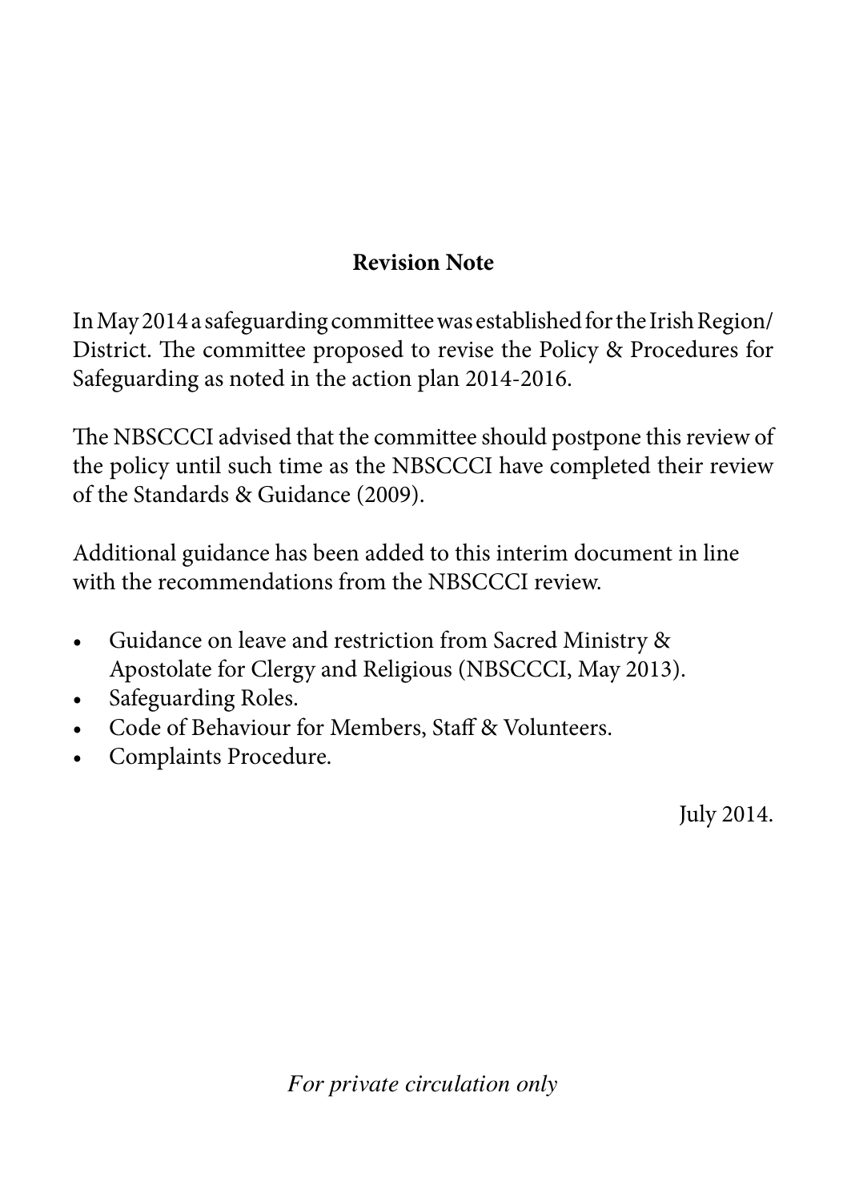**Revision Note**

In May 2014 a safeguarding committee was established for the Irish Region/District. The committee proposed to revise the Policy & Procedures for Safeguarding as noted in the action plan 2014-2016.

The NBSCCCI advised that the committee should postpone this review of the policy until such time as the NBSCCCI have completed their review of the Standards & Guidance (2009).

Additional guidance has been added to this interim document in line with the recommendations from the NBSCCCI review.

- Guidance on leave and restriction from Sacred Ministry & Apostolate for Clergy and Religious (NBSCCCI, May 2013).
- Safeguarding Roles.
- Code of Behaviour for Members, Staff & Volunteers.
- Complaints Procedure.

July 2014.

*For private circulation only*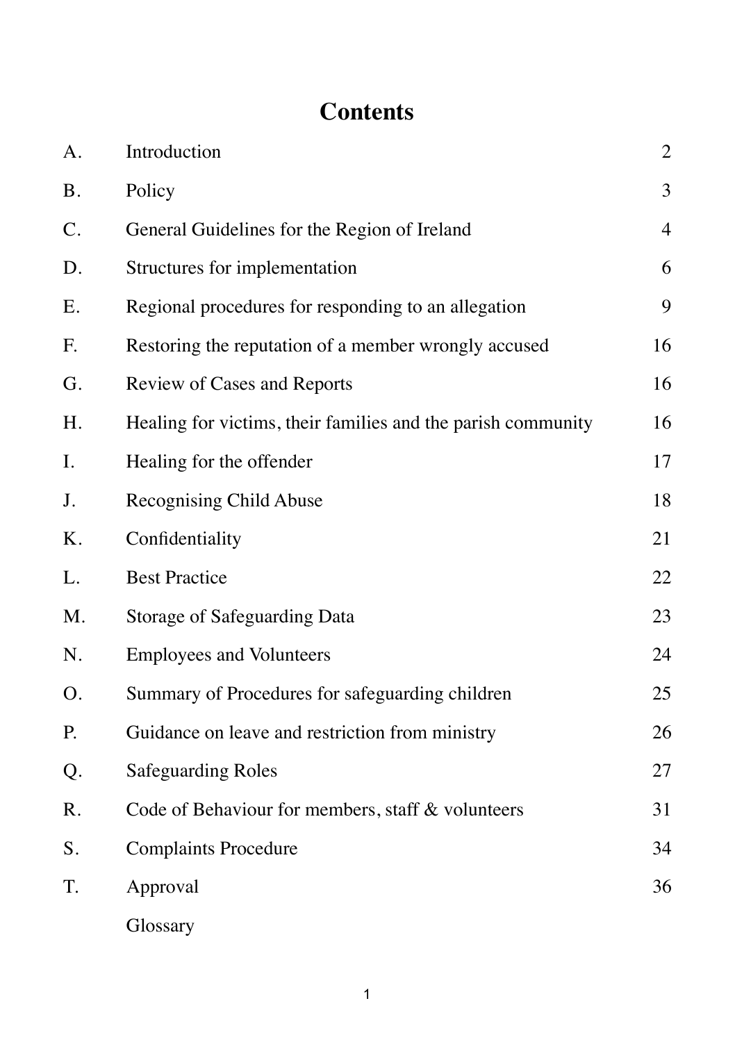# Contents

| | | |
|---|---|---|
| A. | Introduction | 2 |
| B. | Policy | 3 |
| C. | General Guidelines for the Region of Ireland | 4 |
| D. | Structures for implementation | 6 |
| E. | Regional procedures for responding to an allegation | 9 |
| F. | Restoring the reputation of a member wrongly accused | 16 |
| G. | Review of Cases and Reports | 16 |
| H. | Healing for victims, their families and the parish community | 16 |
| I. | Healing for the offender | 17 |
| J. | Recognising Child Abuse | 18 |
| K. | Confidentiality | 21 |
| L. | Best Practice | 22 |
| M. | Storage of Safeguarding Data | 23 |
| N. | Employees and Volunteers | 24 |
| O. | Summary of Procedures for safeguarding children | 25 |
| P. | Guidance on leave and restriction from ministry | 26 |
| Q. | Safeguarding Roles | 27 |
| R. | Code of Behaviour for members, staff & volunteers | 31 |
| S. | Complaints Procedure | 34 |
| T. | Approval | 36 |
| | Glossary | |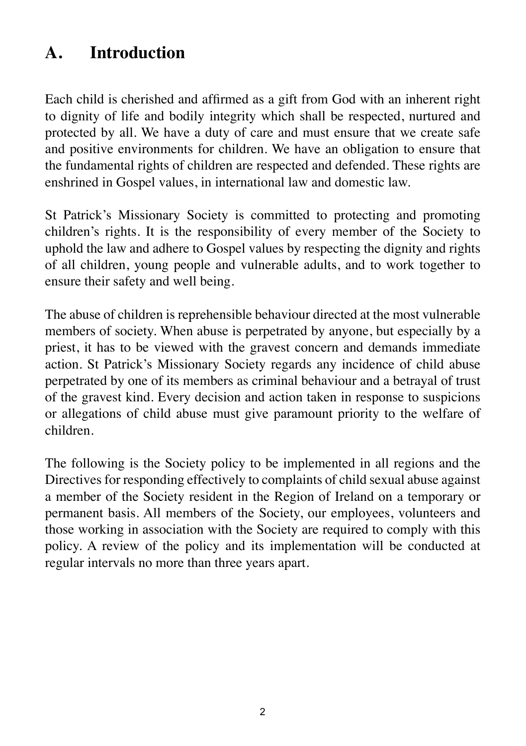## A. Introduction

Each child is cherished and affirmed as a gift from God with an inherent right to dignity of life and bodily integrity which shall be respected, nurtured and protected by all. We have a duty of care and must ensure that we create safe and positive environments for children. We have an obligation to ensure that the fundamental rights of children are respected and defended. These rights are enshrined in Gospel values, in international law and domestic law.

St Patrick's Missionary Society is committed to protecting and promoting children's rights. It is the responsibility of every member of the Society to uphold the law and adhere to Gospel values by respecting the dignity and rights of all children, young people and vulnerable adults, and to work together to ensure their safety and well being.

The abuse of children is reprehensible behaviour directed at the most vulnerable members of society. When abuse is perpetrated by anyone, but especially by a priest, it has to be viewed with the gravest concern and demands immediate action. St Patrick's Missionary Society regards any incidence of child abuse perpetrated by one of its members as criminal behaviour and a betrayal of trust of the gravest kind. Every decision and action taken in response to suspicions or allegations of child abuse must give paramount priority to the welfare of children.

The following is the Society policy to be implemented in all regions and the Directives for responding effectively to complaints of child sexual abuse against a member of the Society resident in the Region of Ireland on a temporary or permanent basis. All members of the Society, our employees, volunteers and those working in association with the Society are required to comply with this policy. A review of the policy and its implementation will be conducted at regular intervals no more than three years apart.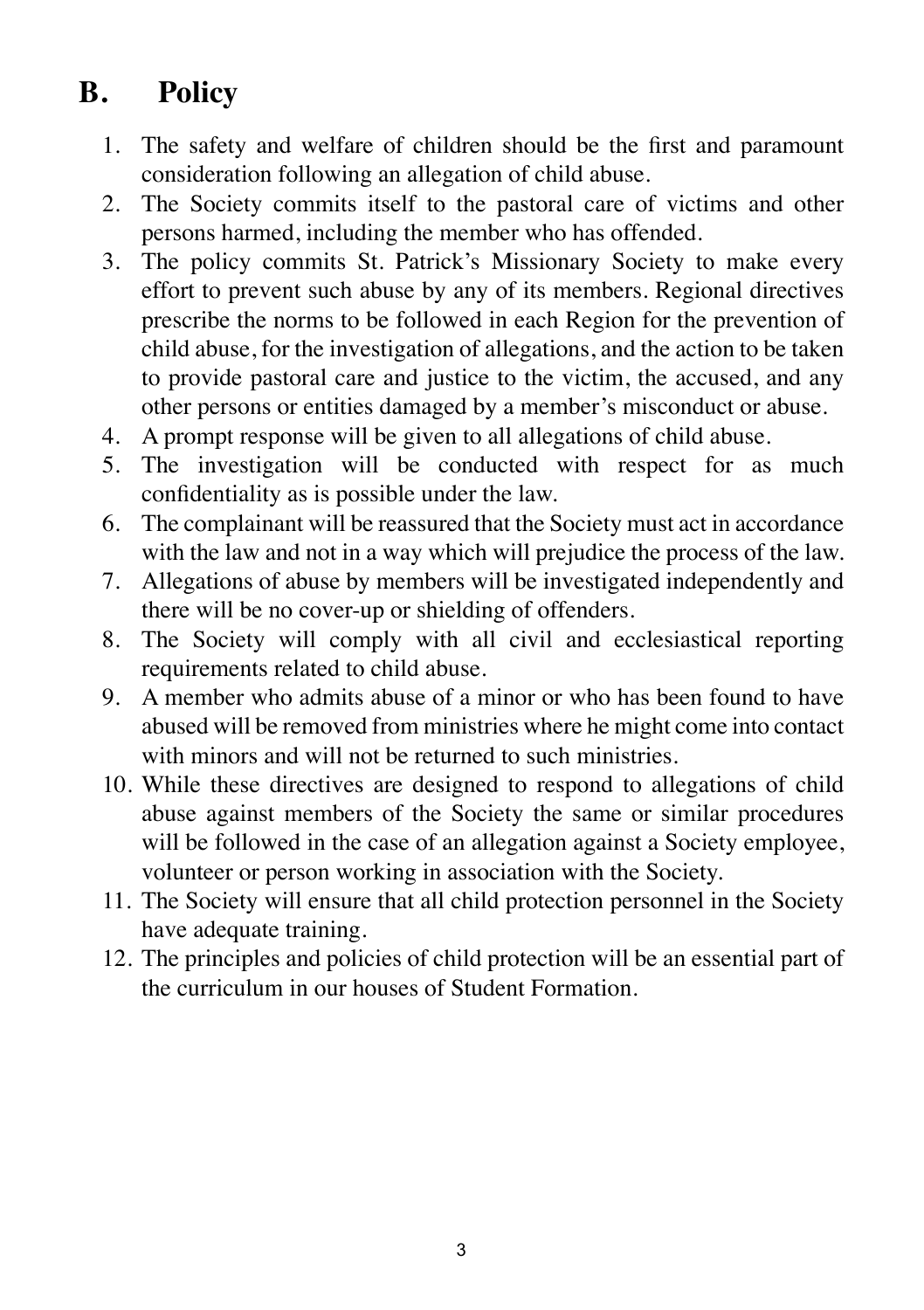## B. Policy

1. The safety and welfare of children should be the first and paramount consideration following an allegation of child abuse.
2. The Society commits itself to the pastoral care of victims and other persons harmed, including the member who has offended.
3. The policy commits St. Patrick's Missionary Society to make every effort to prevent such abuse by any of its members. Regional directives prescribe the norms to be followed in each Region for the prevention of child abuse, for the investigation of allegations, and the action to be taken to provide pastoral care and justice to the victim, the accused, and any other persons or entities damaged by a member's misconduct or abuse.
4. A prompt response will be given to all allegations of child abuse.
5. The investigation will be conducted with respect for as much confidentiality as is possible under the law.
6. The complainant will be reassured that the Society must act in accordance with the law and not in a way which will prejudice the process of the law.
7. Allegations of abuse by members will be investigated independently and there will be no cover-up or shielding of offenders.
8. The Society will comply with all civil and ecclesiastical reporting requirements related to child abuse.
9. A member who admits abuse of a minor or who has been found to have abused will be removed from ministries where he might come into contact with minors and will not be returned to such ministries.
10. While these directives are designed to respond to allegations of child abuse against members of the Society the same or similar procedures will be followed in the case of an allegation against a Society employee, volunteer or person working in association with the Society.
11. The Society will ensure that all child protection personnel in the Society have adequate training.
12. The principles and policies of child protection will be an essential part of the curriculum in our houses of Student Formation.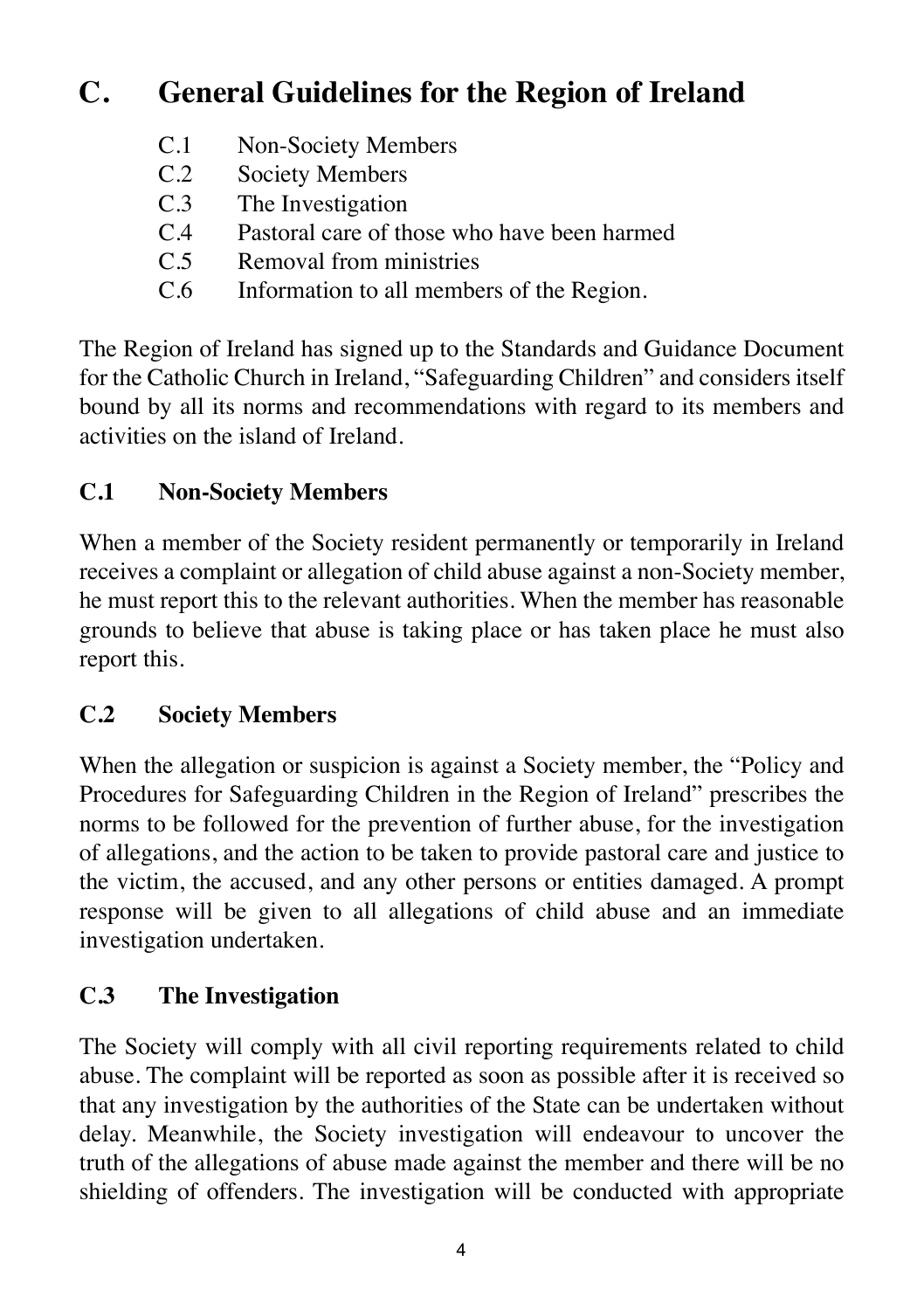# C. General Guidelines for the Region of Ireland

- C.1 Non-Society Members
- C.2 Society Members
- C.3 The Investigation
- C.4 Pastoral care of those who have been harmed
- C.5 Removal from ministries
- C.6 Information to all members of the Region.

The Region of Ireland has signed up to the Standards and Guidance Document for the Catholic Church in Ireland, "Safeguarding Children" and considers itself bound by all its norms and recommendations with regard to its members and activities on the island of Ireland.

## C.1 Non-Society Members

When a member of the Society resident permanently or temporarily in Ireland receives a complaint or allegation of child abuse against a non-Society member, he must report this to the relevant authorities. When the member has reasonable grounds to believe that abuse is taking place or has taken place he must also report this.

## C.2 Society Members

When the allegation or suspicion is against a Society member, the "Policy and Procedures for Safeguarding Children in the Region of Ireland" prescribes the norms to be followed for the prevention of further abuse, for the investigation of allegations, and the action to be taken to provide pastoral care and justice to the victim, the accused, and any other persons or entities damaged. A prompt response will be given to all allegations of child abuse and an immediate investigation undertaken.

## C.3 The Investigation

The Society will comply with all civil reporting requirements related to child abuse. The complaint will be reported as soon as possible after it is received so that any investigation by the authorities of the State can be undertaken without delay. Meanwhile, the Society investigation will endeavour to uncover the truth of the allegations of abuse made against the member and there will be no shielding of offenders. The investigation will be conducted with appropriate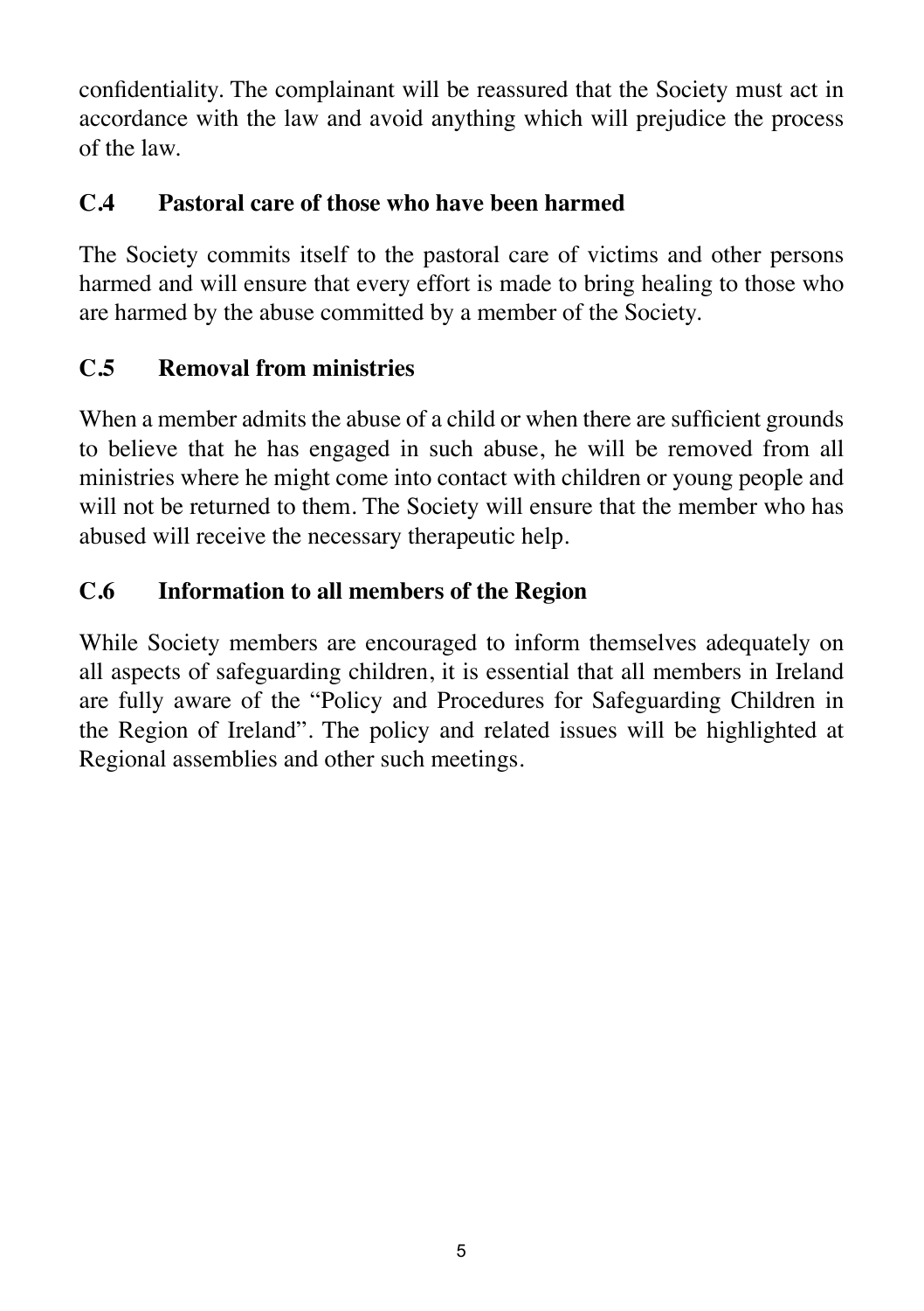confidentiality. The complainant will be reassured that the Society must act in accordance with the law and avoid anything which will prejudice the process of the law.

### C.4 Pastoral care of those who have been harmed

The Society commits itself to the pastoral care of victims and other persons harmed and will ensure that every effort is made to bring healing to those who are harmed by the abuse committed by a member of the Society.

### C.5 Removal from ministries

When a member admits the abuse of a child or when there are sufficient grounds to believe that he has engaged in such abuse, he will be removed from all ministries where he might come into contact with children or young people and will not be returned to them. The Society will ensure that the member who has abused will receive the necessary therapeutic help.

### C.6 Information to all members of the Region

While Society members are encouraged to inform themselves adequately on all aspects of safeguarding children, it is essential that all members in Ireland are fully aware of the "Policy and Procedures for Safeguarding Children in the Region of Ireland". The policy and related issues will be highlighted at Regional assemblies and other such meetings.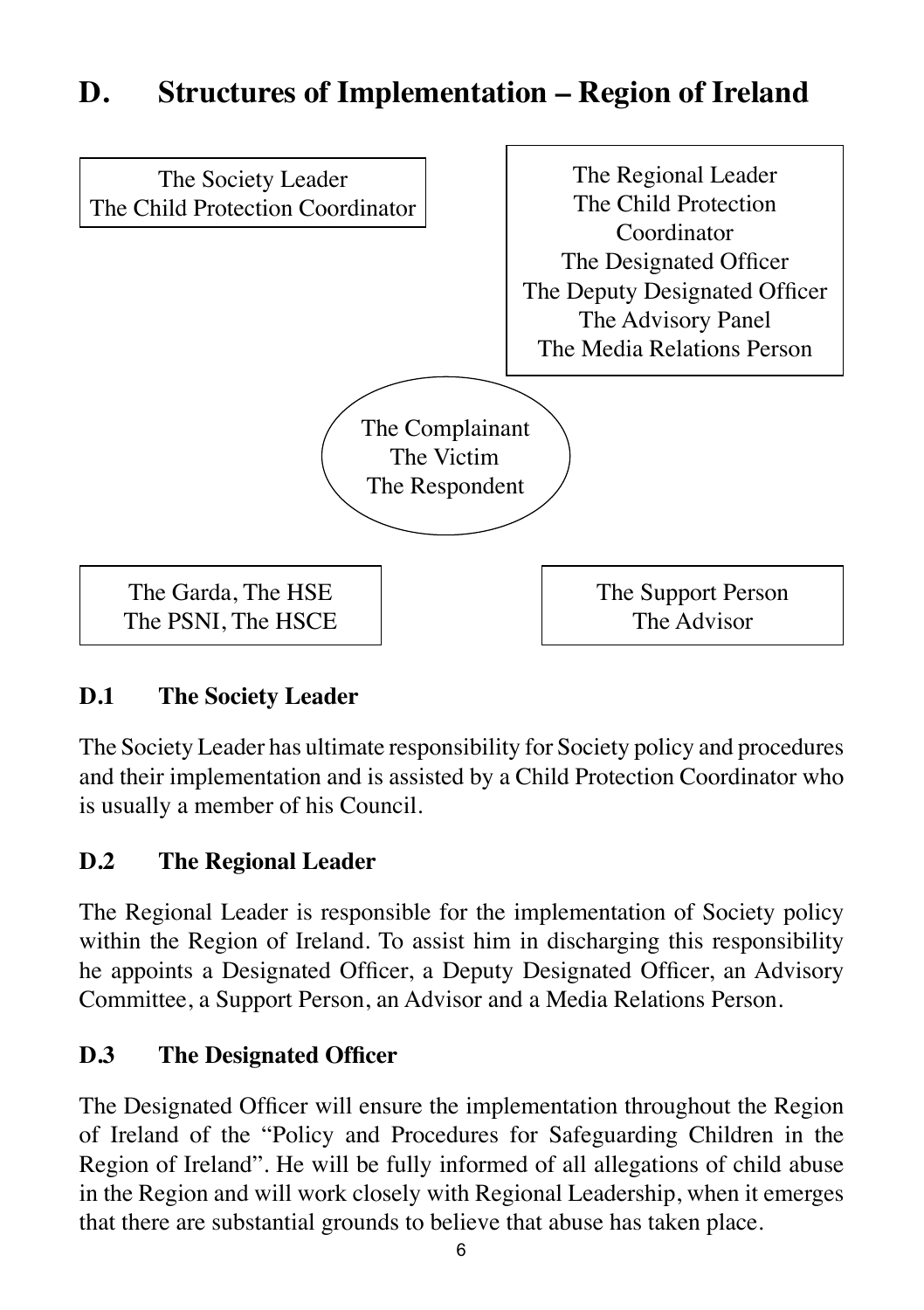## D. Structures of Implementation – Region of Ireland

The Society Leader
The Child Protection Coordinator

The Regional Leader
The Child Protection Coordinator
The Designated Officer
The Deputy Designated Officer
The Advisory Panel
The Media Relations Person

The Complainant
The Victim
The Respondent

The Garda, The HSE
The PSNI, The HSCE

The Support Person
The Advisor

### D.1 The Society Leader

The Society Leader has ultimate responsibility for Society policy and procedures and their implementation and is assisted by a Child Protection Coordinator who is usually a member of his Council.

### D.2 The Regional Leader

The Regional Leader is responsible for the implementation of Society policy within the Region of Ireland. To assist him in discharging this responsibility he appoints a Designated Officer, a Deputy Designated Officer, an Advisory Committee, a Support Person, an Advisor and a Media Relations Person.

### D.3 The Designated Officer

The Designated Officer will ensure the implementation throughout the Region of Ireland of the "Policy and Procedures for Safeguarding Children in the Region of Ireland". He will be fully informed of all allegations of child abuse in the Region and will work closely with Regional Leadership, when it emerges that there are substantial grounds to believe that abuse has taken place.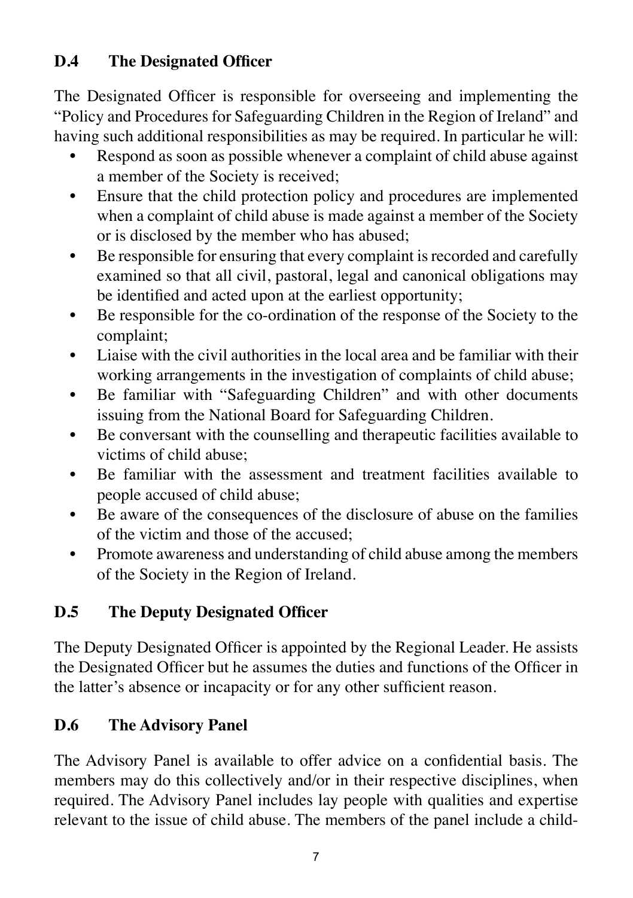## D.4 The Designated Officer

The Designated Officer is responsible for overseeing and implementing the "Policy and Procedures for Safeguarding Children in the Region of Ireland" and having such additional responsibilities as may be required. In particular he will:

- Respond as soon as possible whenever a complaint of child abuse against a member of the Society is received;
- Ensure that the child protection policy and procedures are implemented when a complaint of child abuse is made against a member of the Society or is disclosed by the member who has abused;
- Be responsible for ensuring that every complaint is recorded and carefully examined so that all civil, pastoral, legal and canonical obligations may be identified and acted upon at the earliest opportunity;
- Be responsible for the co-ordination of the response of the Society to the complaint;
- Liaise with the civil authorities in the local area and be familiar with their working arrangements in the investigation of complaints of child abuse;
- Be familiar with "Safeguarding Children" and with other documents issuing from the National Board for Safeguarding Children.
- Be conversant with the counselling and therapeutic facilities available to victims of child abuse;
- Be familiar with the assessment and treatment facilities available to people accused of child abuse;
- Be aware of the consequences of the disclosure of abuse on the families of the victim and those of the accused;
- Promote awareness and understanding of child abuse among the members of the Society in the Region of Ireland.

## D.5 The Deputy Designated Officer

The Deputy Designated Officer is appointed by the Regional Leader. He assists the Designated Officer but he assumes the duties and functions of the Officer in the latter's absence or incapacity or for any other sufficient reason.

## D.6 The Advisory Panel

The Advisory Panel is available to offer advice on a confidential basis. The members may do this collectively and/or in their respective disciplines, when required. The Advisory Panel includes lay people with qualities and expertise relevant to the issue of child abuse. The members of the panel include a child-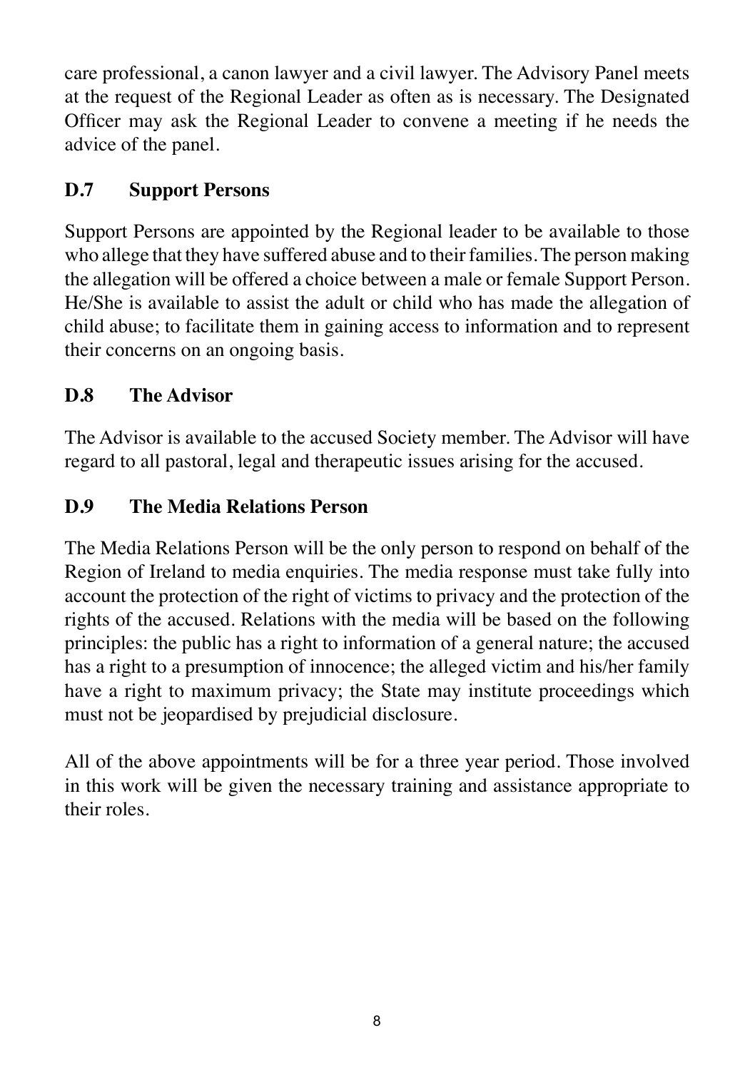care professional, a canon lawyer and a civil lawyer. The Advisory Panel meets at the request of the Regional Leader as often as is necessary. The Designated Officer may ask the Regional Leader to convene a meeting if he needs the advice of the panel.

### D.7 Support Persons

Support Persons are appointed by the Regional leader to be available to those who allege that they have suffered abuse and to their families. The person making the allegation will be offered a choice between a male or female Support Person. He/She is available to assist the adult or child who has made the allegation of child abuse; to facilitate them in gaining access to information and to represent their concerns on an ongoing basis.

### D.8 The Advisor

The Advisor is available to the accused Society member. The Advisor will have regard to all pastoral, legal and therapeutic issues arising for the accused.

### D.9 The Media Relations Person

The Media Relations Person will be the only person to respond on behalf of the Region of Ireland to media enquiries. The media response must take fully into account the protection of the right of victims to privacy and the protection of the rights of the accused. Relations with the media will be based on the following principles: the public has a right to information of a general nature; the accused has a right to a presumption of innocence; the alleged victim and his/her family have a right to maximum privacy; the State may institute proceedings which must not be jeopardised by prejudicial disclosure.

All of the above appointments will be for a three year period. Those involved in this work will be given the necessary training and assistance appropriate to their roles.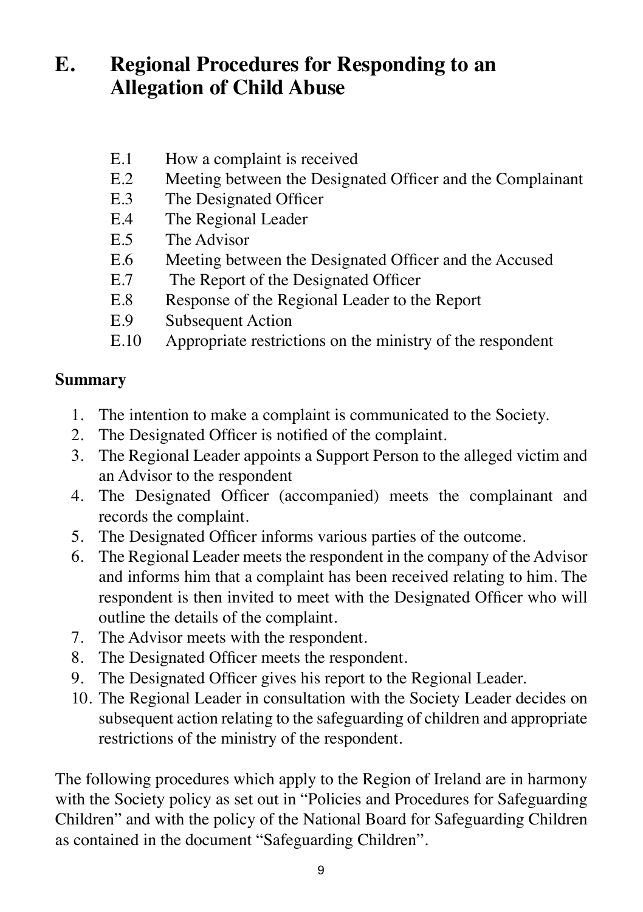# E. Regional Procedures for Responding to an Allegation of Child Abuse

- E.1 How a complaint is received
- E.2 Meeting between the Designated Officer and the Complainant
- E.3 The Designated Officer
- E.4 The Regional Leader
- E.5 The Advisor
- E.6 Meeting between the Designated Officer and the Accused
- E.7 The Report of the Designated Officer
- E.8 Response of the Regional Leader to the Report
- E.9 Subsequent Action
- E.10 Appropriate restrictions on the ministry of the respondent

**Summary**

1. The intention to make a complaint is communicated to the Society.
2. The Designated Officer is notified of the complaint.
3. The Regional Leader appoints a Support Person to the alleged victim and an Advisor to the respondent
4. The Designated Officer (accompanied) meets the complainant and records the complaint.
5. The Designated Officer informs various parties of the outcome.
6. The Regional Leader meets the respondent in the company of the Advisor and informs him that a complaint has been received relating to him. The respondent is then invited to meet with the Designated Officer who will outline the details of the complaint.
7. The Advisor meets with the respondent.
8. The Designated Officer meets the respondent.
9. The Designated Officer gives his report to the Regional Leader.
10. The Regional Leader in consultation with the Society Leader decides on subsequent action relating to the safeguarding of children and appropriate restrictions of the ministry of the respondent.

The following procedures which apply to the Region of Ireland are in harmony with the Society policy as set out in "Policies and Procedures for Safeguarding Children" and with the policy of the National Board for Safeguarding Children as contained in the document "Safeguarding Children".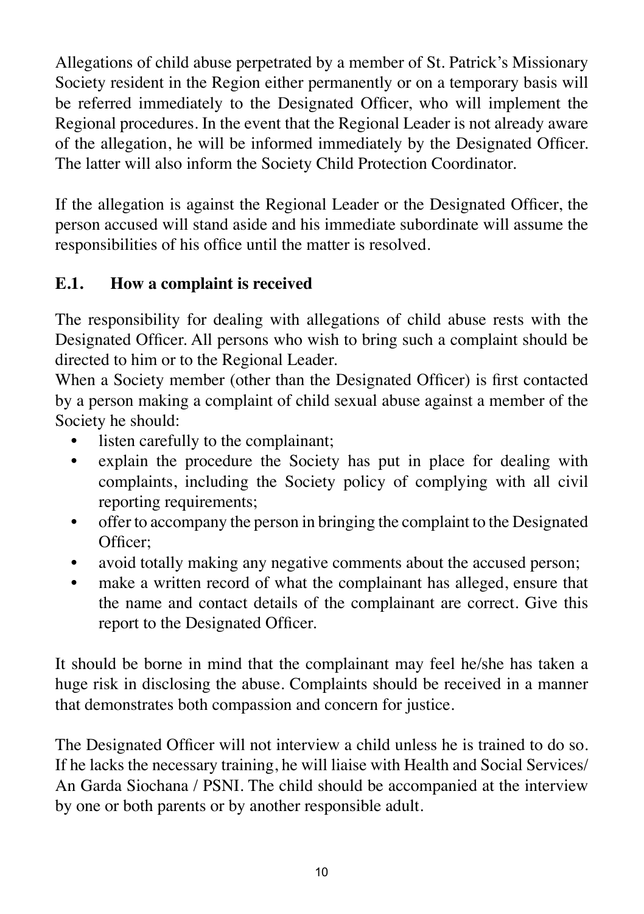Allegations of child abuse perpetrated by a member of St. Patrick's Missionary Society resident in the Region either permanently or on a temporary basis will be referred immediately to the Designated Officer, who will implement the Regional procedures. In the event that the Regional Leader is not already aware of the allegation, he will be informed immediately by the Designated Officer. The latter will also inform the Society Child Protection Coordinator.

If the allegation is against the Regional Leader or the Designated Officer, the person accused will stand aside and his immediate subordinate will assume the responsibilities of his office until the matter is resolved.

### E.1. How a complaint is received

The responsibility for dealing with allegations of child abuse rests with the Designated Officer. All persons who wish to bring such a complaint should be directed to him or to the Regional Leader.
When a Society member (other than the Designated Officer) is first contacted by a person making a complaint of child sexual abuse against a member of the Society he should:

- listen carefully to the complainant;
- explain the procedure the Society has put in place for dealing with complaints, including the Society policy of complying with all civil reporting requirements;
- offer to accompany the person in bringing the complaint to the Designated Officer;
- avoid totally making any negative comments about the accused person;
- make a written record of what the complainant has alleged, ensure that the name and contact details of the complainant are correct. Give this report to the Designated Officer.

It should be borne in mind that the complainant may feel he/she has taken a huge risk in disclosing the abuse. Complaints should be received in a manner that demonstrates both compassion and concern for justice.

The Designated Officer will not interview a child unless he is trained to do so. If he lacks the necessary training, he will liaise with Health and Social Services/ An Garda Siochana / PSNI. The child should be accompanied at the interview by one or both parents or by another responsible adult.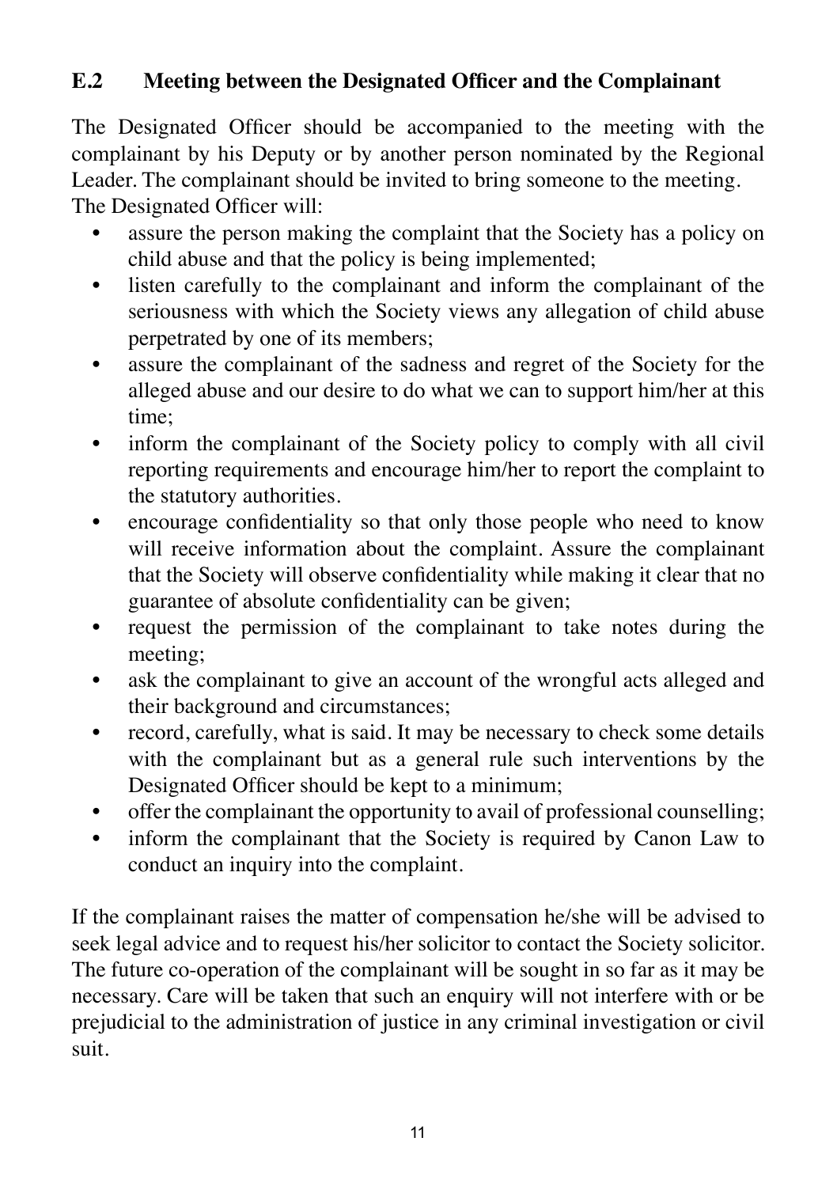### E.2 Meeting between the Designated Officer and the Complainant

The Designated Officer should be accompanied to the meeting with the complainant by his Deputy or by another person nominated by the Regional Leader. The complainant should be invited to bring someone to the meeting. The Designated Officer will:

- assure the person making the complaint that the Society has a policy on child abuse and that the policy is being implemented;
- listen carefully to the complainant and inform the complainant of the seriousness with which the Society views any allegation of child abuse perpetrated by one of its members;
- assure the complainant of the sadness and regret of the Society for the alleged abuse and our desire to do what we can to support him/her at this time;
- inform the complainant of the Society policy to comply with all civil reporting requirements and encourage him/her to report the complaint to the statutory authorities.
- encourage confidentiality so that only those people who need to know will receive information about the complaint. Assure the complainant that the Society will observe confidentiality while making it clear that no guarantee of absolute confidentiality can be given;
- request the permission of the complainant to take notes during the meeting;
- ask the complainant to give an account of the wrongful acts alleged and their background and circumstances;
- record, carefully, what is said. It may be necessary to check some details with the complainant but as a general rule such interventions by the Designated Officer should be kept to a minimum;
- offer the complainant the opportunity to avail of professional counselling;
- inform the complainant that the Society is required by Canon Law to conduct an inquiry into the complaint.

If the complainant raises the matter of compensation he/she will be advised to seek legal advice and to request his/her solicitor to contact the Society solicitor. The future co-operation of the complainant will be sought in so far as it may be necessary. Care will be taken that such an enquiry will not interfere with or be prejudicial to the administration of justice in any criminal investigation or civil suit.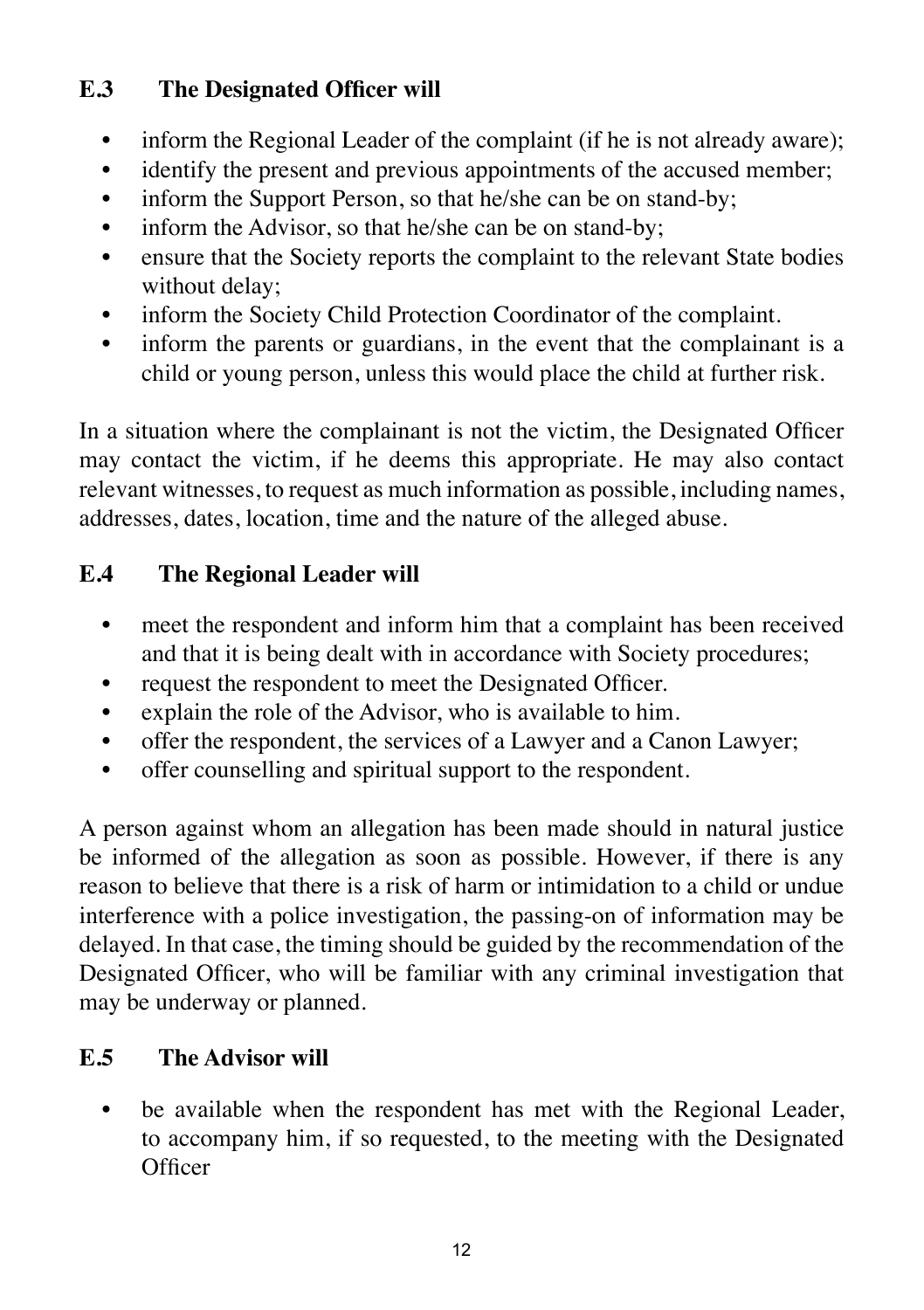### E.3 The Designated Officer will

- inform the Regional Leader of the complaint (if he is not already aware);
- identify the present and previous appointments of the accused member;
- inform the Support Person, so that he/she can be on stand-by;
- inform the Advisor, so that he/she can be on stand-by;
- ensure that the Society reports the complaint to the relevant State bodies without delay;
- inform the Society Child Protection Coordinator of the complaint.
- inform the parents or guardians, in the event that the complainant is a child or young person, unless this would place the child at further risk.

In a situation where the complainant is not the victim, the Designated Officer may contact the victim, if he deems this appropriate. He may also contact relevant witnesses, to request as much information as possible, including names, addresses, dates, location, time and the nature of the alleged abuse.

### E.4 The Regional Leader will

- meet the respondent and inform him that a complaint has been received and that it is being dealt with in accordance with Society procedures;
- request the respondent to meet the Designated Officer.
- explain the role of the Advisor, who is available to him.
- offer the respondent, the services of a Lawyer and a Canon Lawyer;
- offer counselling and spiritual support to the respondent.

A person against whom an allegation has been made should in natural justice be informed of the allegation as soon as possible. However, if there is any reason to believe that there is a risk of harm or intimidation to a child or undue interference with a police investigation, the passing-on of information may be delayed. In that case, the timing should be guided by the recommendation of the Designated Officer, who will be familiar with any criminal investigation that may be underway or planned.

### E.5 The Advisor will

- be available when the respondent has met with the Regional Leader, to accompany him, if so requested, to the meeting with the Designated Officer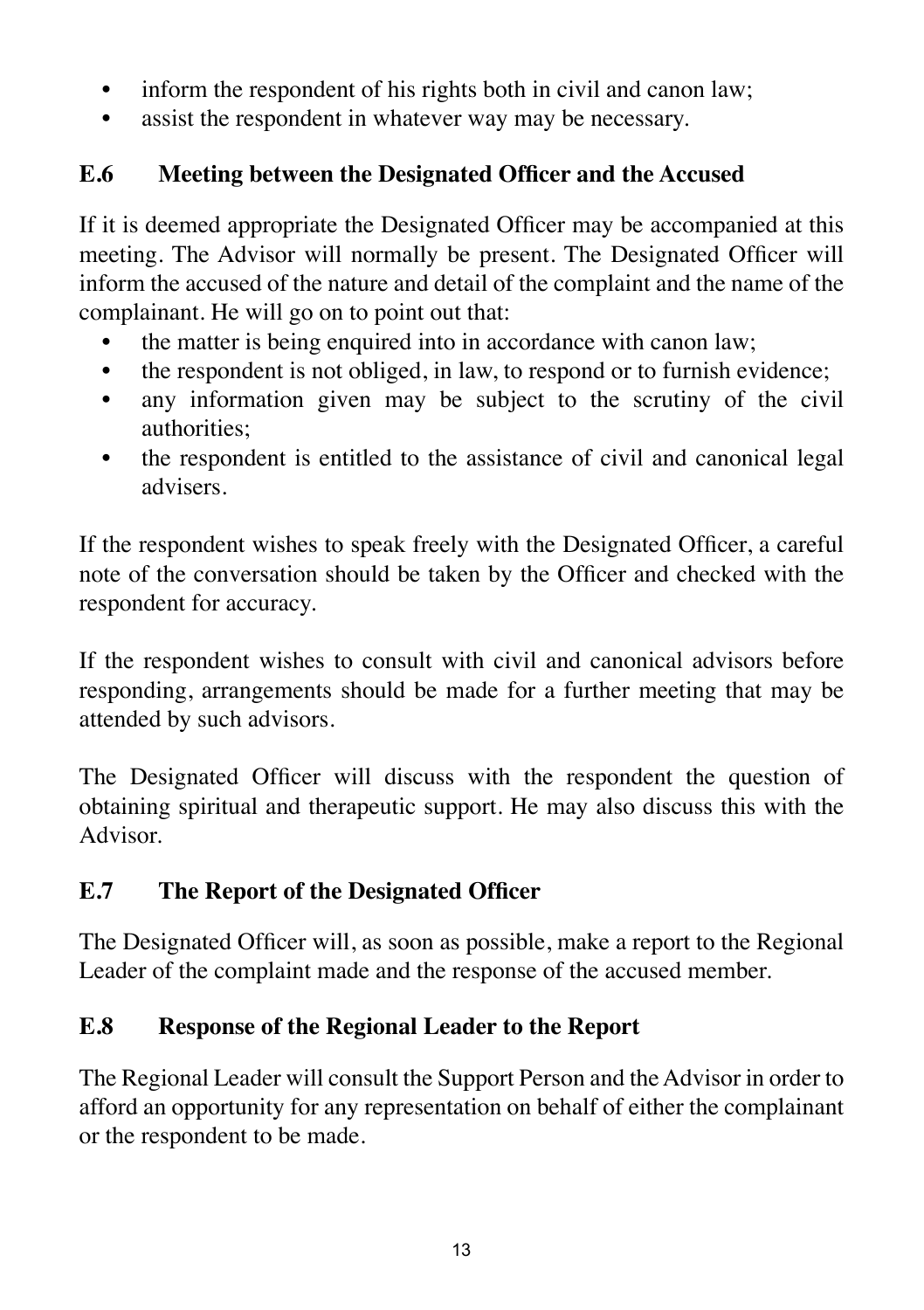- inform the respondent of his rights both in civil and canon law;
- assist the respondent in whatever way may be necessary.

### E.6 Meeting between the Designated Officer and the Accused

If it is deemed appropriate the Designated Officer may be accompanied at this meeting. The Advisor will normally be present. The Designated Officer will inform the accused of the nature and detail of the complaint and the name of the complainant. He will go on to point out that:

- the matter is being enquired into in accordance with canon law;
- the respondent is not obliged, in law, to respond or to furnish evidence;
- any information given may be subject to the scrutiny of the civil authorities;
- the respondent is entitled to the assistance of civil and canonical legal advisers.

If the respondent wishes to speak freely with the Designated Officer, a careful note of the conversation should be taken by the Officer and checked with the respondent for accuracy.

If the respondent wishes to consult with civil and canonical advisors before responding, arrangements should be made for a further meeting that may be attended by such advisors.

The Designated Officer will discuss with the respondent the question of obtaining spiritual and therapeutic support. He may also discuss this with the Advisor.

### E.7 The Report of the Designated Officer

The Designated Officer will, as soon as possible, make a report to the Regional Leader of the complaint made and the response of the accused member.

### E.8 Response of the Regional Leader to the Report

The Regional Leader will consult the Support Person and the Advisor in order to afford an opportunity for any representation on behalf of either the complainant or the respondent to be made.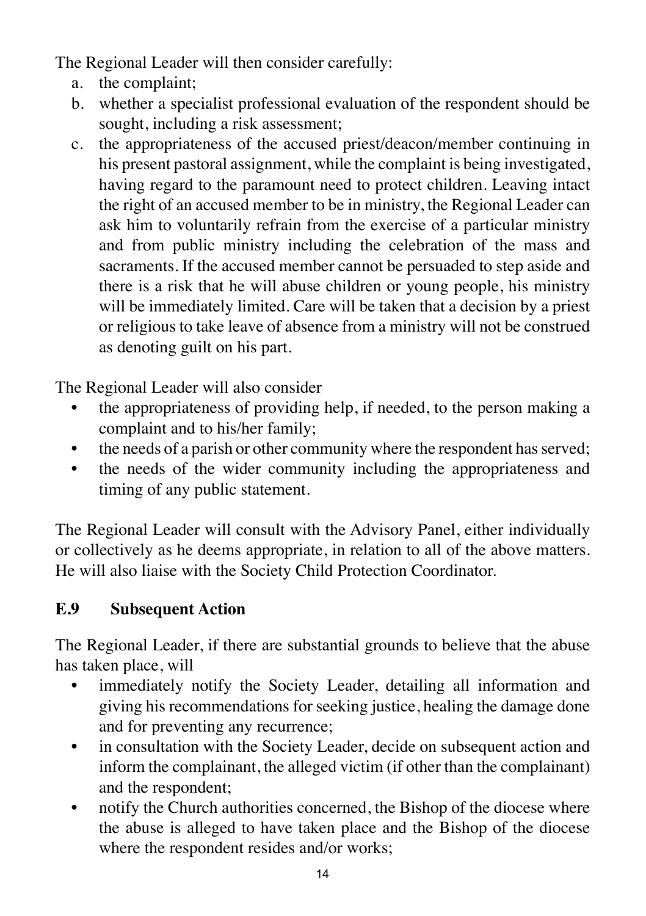The Regional Leader will then consider carefully:

a. the complaint;
b. whether a specialist professional evaluation of the respondent should be sought, including a risk assessment;
c. the appropriateness of the accused priest/deacon/member continuing in his present pastoral assignment, while the complaint is being investigated, having regard to the paramount need to protect children. Leaving intact the right of an accused member to be in ministry, the Regional Leader can ask him to voluntarily refrain from the exercise of a particular ministry and from public ministry including the celebration of the mass and sacraments. If the accused member cannot be persuaded to step aside and there is a risk that he will abuse children or young people, his ministry will be immediately limited. Care will be taken that a decision by a priest or religious to take leave of absence from a ministry will not be construed as denoting guilt on his part.

The Regional Leader will also consider

- the appropriateness of providing help, if needed, to the person making a complaint and to his/her family;
- the needs of a parish or other community where the respondent has served;
- the needs of the wider community including the appropriateness and timing of any public statement.

The Regional Leader will consult with the Advisory Panel, either individually or collectively as he deems appropriate, in relation to all of the above matters. He will also liaise with the Society Child Protection Coordinator.

## E.9 Subsequent Action

The Regional Leader, if there are substantial grounds to believe that the abuse has taken place, will

- immediately notify the Society Leader, detailing all information and giving his recommendations for seeking justice, healing the damage done and for preventing any recurrence;
- in consultation with the Society Leader, decide on subsequent action and inform the complainant, the alleged victim (if other than the complainant) and the respondent;
- notify the Church authorities concerned, the Bishop of the diocese where the abuse is alleged to have taken place and the Bishop of the diocese where the respondent resides and/or works;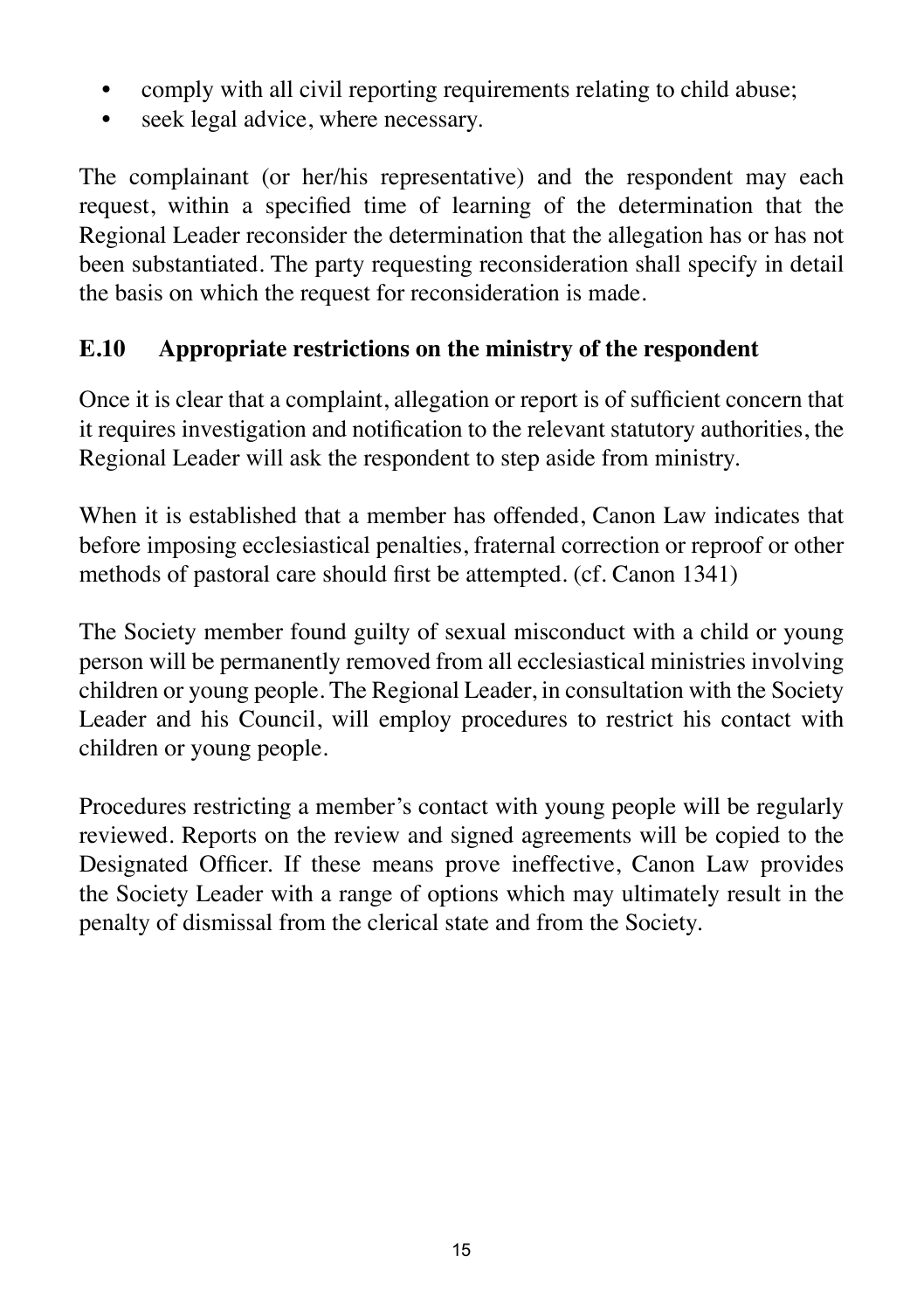- comply with all civil reporting requirements relating to child abuse;
- seek legal advice, where necessary.

The complainant (or her/his representative) and the respondent may each request, within a specified time of learning of the determination that the Regional Leader reconsider the determination that the allegation has or has not been substantiated. The party requesting reconsideration shall specify in detail the basis on which the request for reconsideration is made.

### E.10 Appropriate restrictions on the ministry of the respondent

Once it is clear that a complaint, allegation or report is of sufficient concern that it requires investigation and notification to the relevant statutory authorities, the Regional Leader will ask the respondent to step aside from ministry.

When it is established that a member has offended, Canon Law indicates that before imposing ecclesiastical penalties, fraternal correction or reproof or other methods of pastoral care should first be attempted. (cf. Canon 1341)

The Society member found guilty of sexual misconduct with a child or young person will be permanently removed from all ecclesiastical ministries involving children or young people. The Regional Leader, in consultation with the Society Leader and his Council, will employ procedures to restrict his contact with children or young people.

Procedures restricting a member's contact with young people will be regularly reviewed. Reports on the review and signed agreements will be copied to the Designated Officer. If these means prove ineffective, Canon Law provides the Society Leader with a range of options which may ultimately result in the penalty of dismissal from the clerical state and from the Society.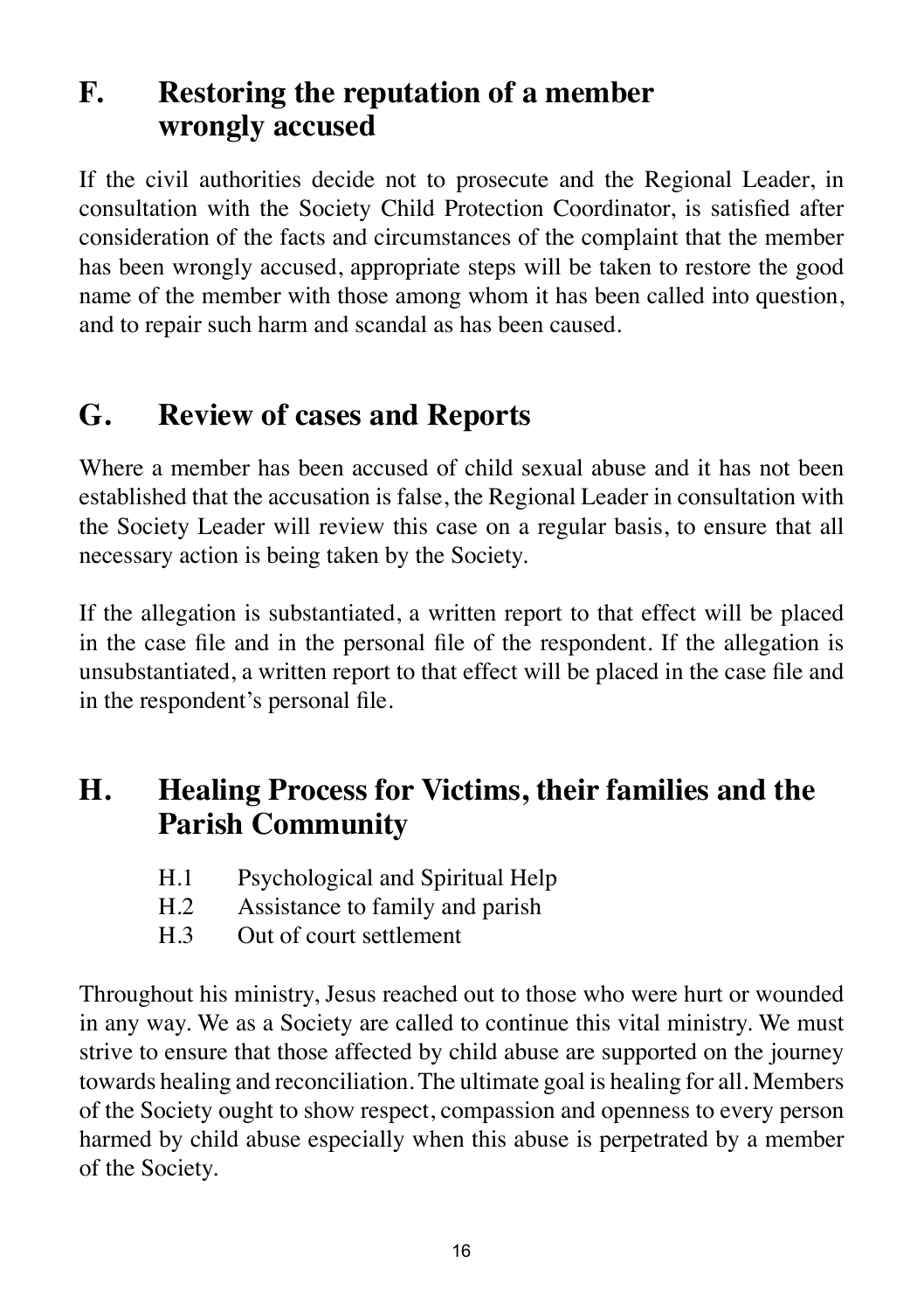## F. Restoring the reputation of a member wrongly accused

If the civil authorities decide not to prosecute and the Regional Leader, in consultation with the Society Child Protection Coordinator, is satisfied after consideration of the facts and circumstances of the complaint that the member has been wrongly accused, appropriate steps will be taken to restore the good name of the member with those among whom it has been called into question, and to repair such harm and scandal as has been caused.

## G. Review of cases and Reports

Where a member has been accused of child sexual abuse and it has not been established that the accusation is false, the Regional Leader in consultation with the Society Leader will review this case on a regular basis, to ensure that all necessary action is being taken by the Society.

If the allegation is substantiated, a written report to that effect will be placed in the case file and in the personal file of the respondent. If the allegation is unsubstantiated, a written report to that effect will be placed in the case file and in the respondent's personal file.

## H. Healing Process for Victims, their families and the Parish Community

- H.1 Psychological and Spiritual Help
- H.2 Assistance to family and parish
- H.3 Out of court settlement

Throughout his ministry, Jesus reached out to those who were hurt or wounded in any way. We as a Society are called to continue this vital ministry. We must strive to ensure that those affected by child abuse are supported on the journey towards healing and reconciliation. The ultimate goal is healing for all. Members of the Society ought to show respect, compassion and openness to every person harmed by child abuse especially when this abuse is perpetrated by a member of the Society.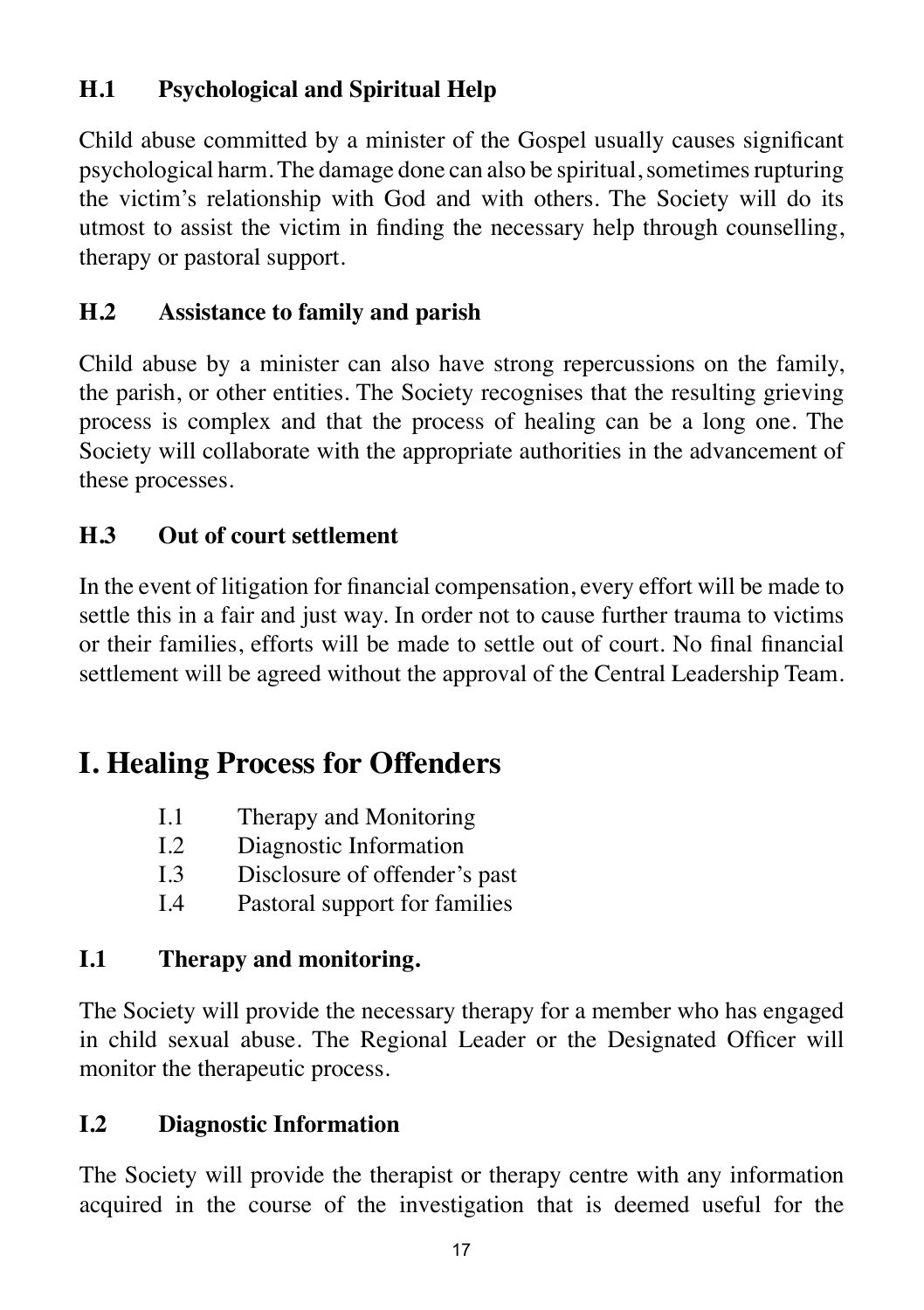### H.1 Psychological and Spiritual Help

Child abuse committed by a minister of the Gospel usually causes significant psychological harm. The damage done can also be spiritual, sometimes rupturing the victim's relationship with God and with others. The Society will do its utmost to assist the victim in finding the necessary help through counselling, therapy or pastoral support.

### H.2 Assistance to family and parish

Child abuse by a minister can also have strong repercussions on the family, the parish, or other entities. The Society recognises that the resulting grieving process is complex and that the process of healing can be a long one. The Society will collaborate with the appropriate authorities in the advancement of these processes.

### H.3 Out of court settlement

In the event of litigation for financial compensation, every effort will be made to settle this in a fair and just way. In order not to cause further trauma to victims or their families, efforts will be made to settle out of court. No final financial settlement will be agreed without the approval of the Central Leadership Team.

## I. Healing Process for Offenders

- I.1 Therapy and Monitoring
- I.2 Diagnostic Information
- I.3 Disclosure of offender's past
- I.4 Pastoral support for families

### I.1 Therapy and monitoring.

The Society will provide the necessary therapy for a member who has engaged in child sexual abuse. The Regional Leader or the Designated Officer will monitor the therapeutic process.

### I.2 Diagnostic Information

The Society will provide the therapist or therapy centre with any information acquired in the course of the investigation that is deemed useful for the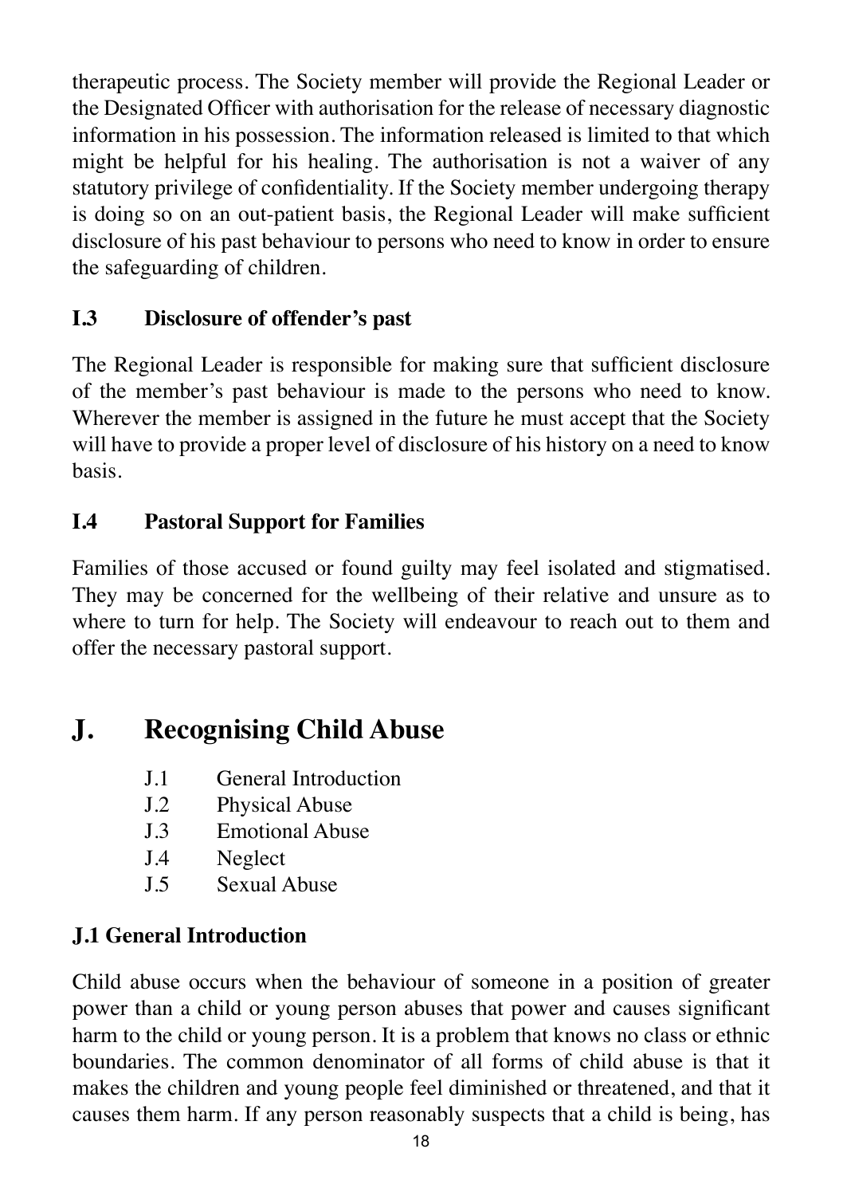therapeutic process. The Society member will provide the Regional Leader or the Designated Officer with authorisation for the release of necessary diagnostic information in his possession. The information released is limited to that which might be helpful for his healing. The authorisation is not a waiver of any statutory privilege of confidentiality. If the Society member undergoing therapy is doing so on an out-patient basis, the Regional Leader will make sufficient disclosure of his past behaviour to persons who need to know in order to ensure the safeguarding of children.

### I.3 Disclosure of offender's past

The Regional Leader is responsible for making sure that sufficient disclosure of the member's past behaviour is made to the persons who need to know. Wherever the member is assigned in the future he must accept that the Society will have to provide a proper level of disclosure of his history on a need to know basis.

### I.4 Pastoral Support for Families

Families of those accused or found guilty may feel isolated and stigmatised. They may be concerned for the wellbeing of their relative and unsure as to where to turn for help. The Society will endeavour to reach out to them and offer the necessary pastoral support.

## J. Recognising Child Abuse

- J.1 General Introduction
- J.2 Physical Abuse
- J.3 Emotional Abuse
- J.4 Neglect
- J.5 Sexual Abuse

### J.1 General Introduction

Child abuse occurs when the behaviour of someone in a position of greater power than a child or young person abuses that power and causes significant harm to the child or young person. It is a problem that knows no class or ethnic boundaries. The common denominator of all forms of child abuse is that it makes the children and young people feel diminished or threatened, and that it causes them harm. If any person reasonably suspects that a child is being, has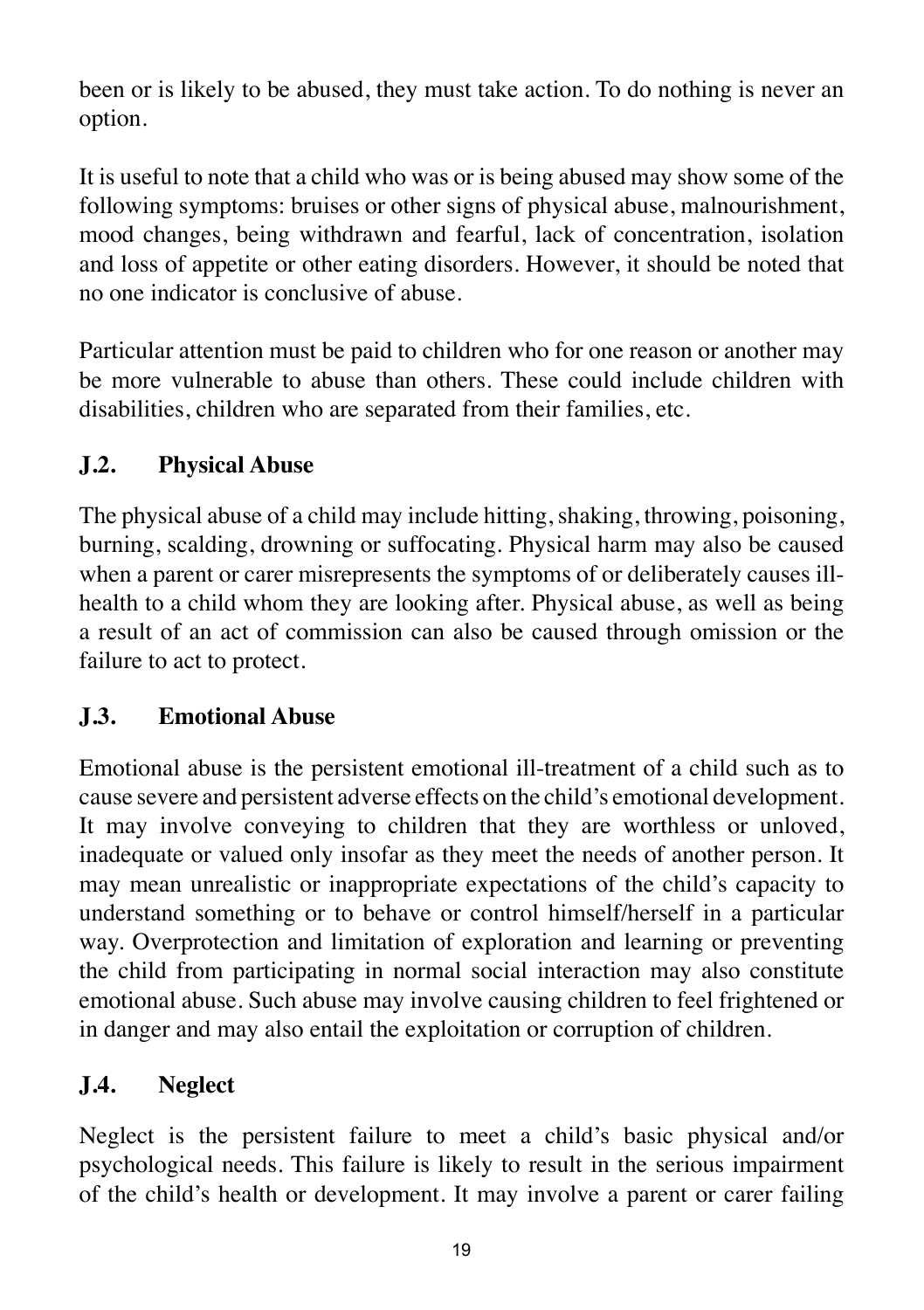been or is likely to be abused, they must take action. To do nothing is never an option.

It is useful to note that a child who was or is being abused may show some of the following symptoms: bruises or other signs of physical abuse, malnourishment, mood changes, being withdrawn and fearful, lack of concentration, isolation and loss of appetite or other eating disorders. However, it should be noted that no one indicator is conclusive of abuse.

Particular attention must be paid to children who for one reason or another may be more vulnerable to abuse than others. These could include children with disabilities, children who are separated from their families, etc.

### J.2. Physical Abuse

The physical abuse of a child may include hitting, shaking, throwing, poisoning, burning, scalding, drowning or suffocating. Physical harm may also be caused when a parent or carer misrepresents the symptoms of or deliberately causes ill-health to a child whom they are looking after. Physical abuse, as well as being a result of an act of commission can also be caused through omission or the failure to act to protect.

### J.3. Emotional Abuse

Emotional abuse is the persistent emotional ill-treatment of a child such as to cause severe and persistent adverse effects on the child's emotional development. It may involve conveying to children that they are worthless or unloved, inadequate or valued only insofar as they meet the needs of another person. It may mean unrealistic or inappropriate expectations of the child's capacity to understand something or to behave or control himself/herself in a particular way. Overprotection and limitation of exploration and learning or preventing the child from participating in normal social interaction may also constitute emotional abuse. Such abuse may involve causing children to feel frightened or in danger and may also entail the exploitation or corruption of children.

### J.4. Neglect

Neglect is the persistent failure to meet a child's basic physical and/or psychological needs. This failure is likely to result in the serious impairment of the child's health or development. It may involve a parent or carer failing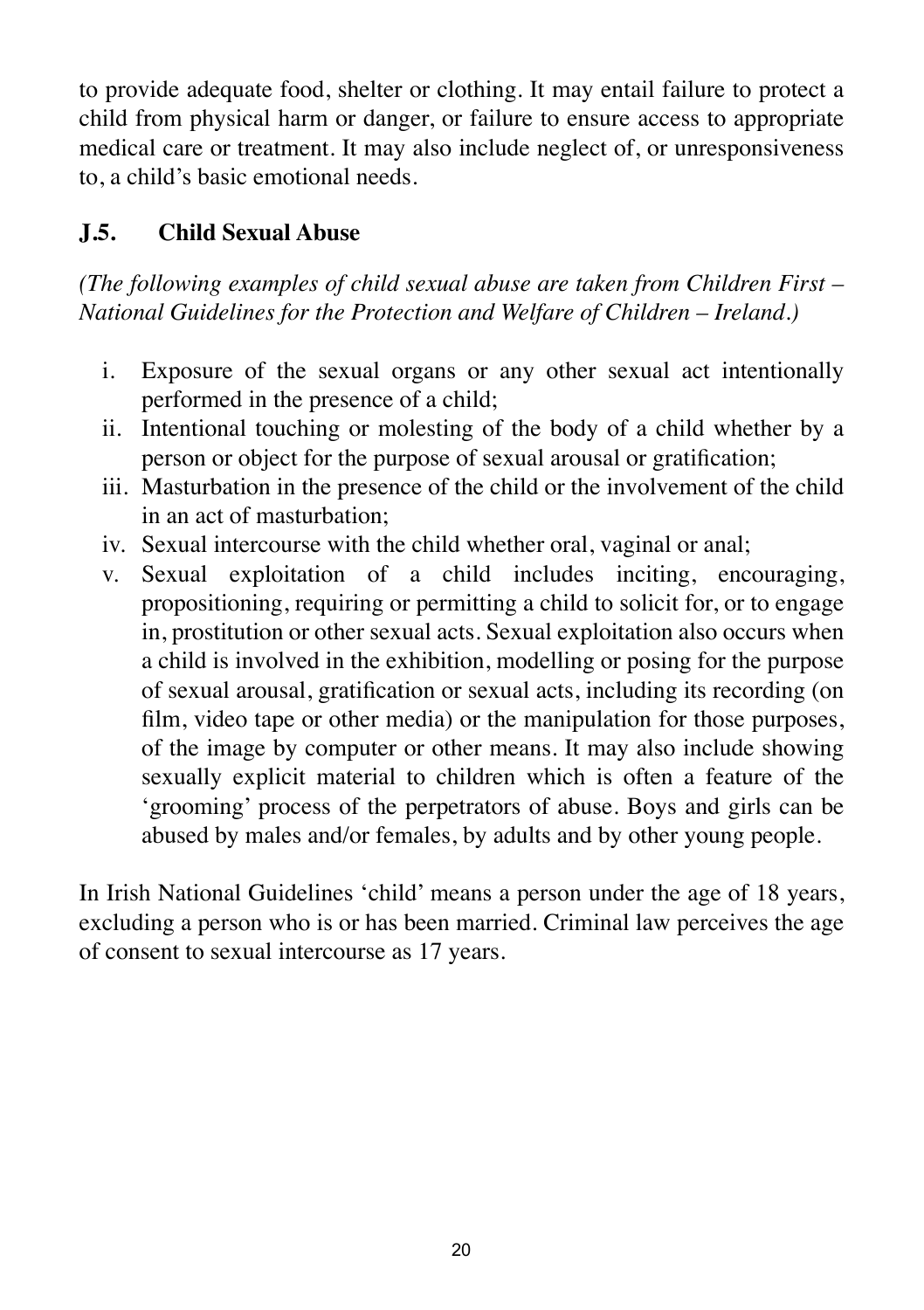to provide adequate food, shelter or clothing. It may entail failure to protect a child from physical harm or danger, or failure to ensure access to appropriate medical care or treatment. It may also include neglect of, or unresponsiveness to, a child's basic emotional needs.

### J.5. Child Sexual Abuse

*(The following examples of child sexual abuse are taken from Children First – National Guidelines for the Protection and Welfare of Children – Ireland.)*

i. Exposure of the sexual organs or any other sexual act intentionally performed in the presence of a child;
ii. Intentional touching or molesting of the body of a child whether by a person or object for the purpose of sexual arousal or gratification;
iii. Masturbation in the presence of the child or the involvement of the child in an act of masturbation;
iv. Sexual intercourse with the child whether oral, vaginal or anal;
v. Sexual exploitation of a child includes inciting, encouraging, propositioning, requiring or permitting a child to solicit for, or to engage in, prostitution or other sexual acts. Sexual exploitation also occurs when a child is involved in the exhibition, modelling or posing for the purpose of sexual arousal, gratification or sexual acts, including its recording (on film, video tape or other media) or the manipulation for those purposes, of the image by computer or other means. It may also include showing sexually explicit material to children which is often a feature of the 'grooming' process of the perpetrators of abuse. Boys and girls can be abused by males and/or females, by adults and by other young people.

In Irish National Guidelines 'child' means a person under the age of 18 years, excluding a person who is or has been married. Criminal law perceives the age of consent to sexual intercourse as 17 years.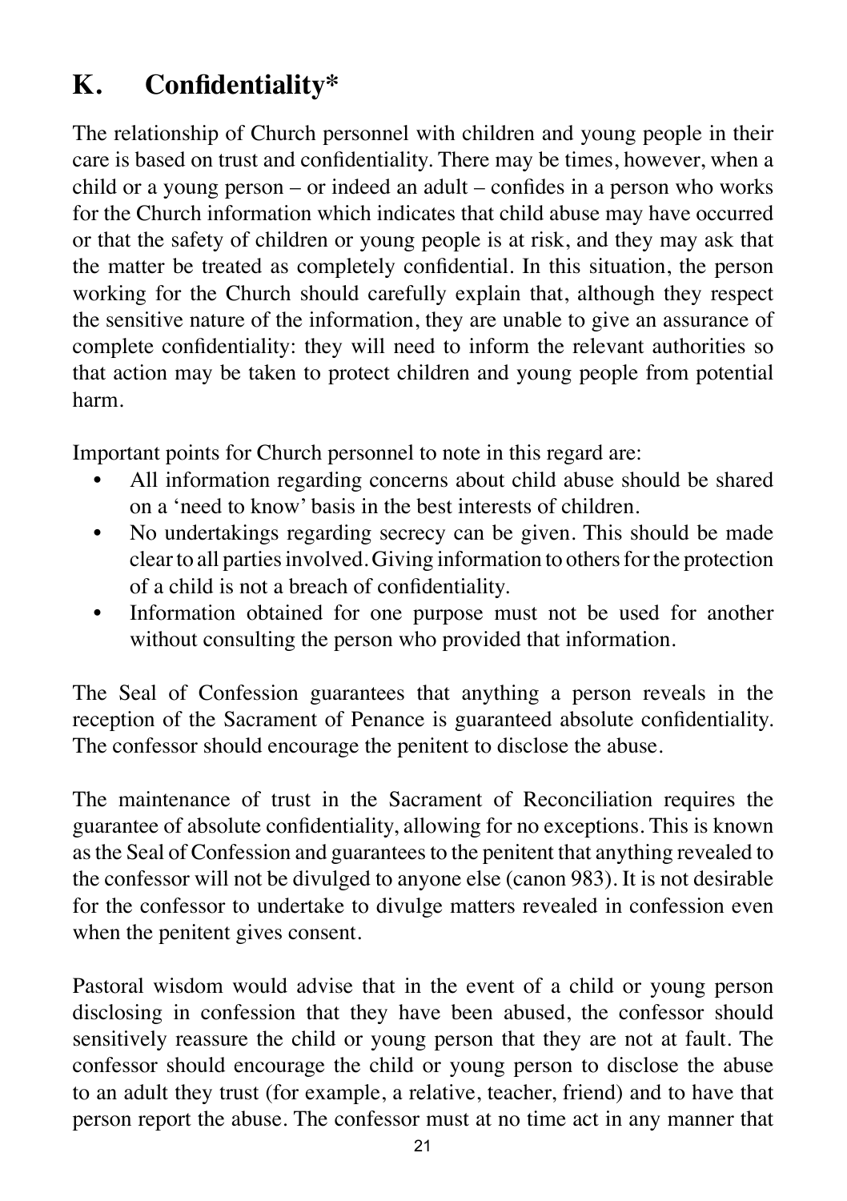## K. Confidentiality*

The relationship of Church personnel with children and young people in their care is based on trust and confidentiality. There may be times, however, when a child or a young person – or indeed an adult – confides in a person who works for the Church information which indicates that child abuse may have occurred or that the safety of children or young people is at risk, and they may ask that the matter be treated as completely confidential. In this situation, the person working for the Church should carefully explain that, although they respect the sensitive nature of the information, they are unable to give an assurance of complete confidentiality: they will need to inform the relevant authorities so that action may be taken to protect children and young people from potential harm.

Important points for Church personnel to note in this regard are:

- All information regarding concerns about child abuse should be shared on a 'need to know' basis in the best interests of children.
- No undertakings regarding secrecy can be given. This should be made clear to all parties involved. Giving information to others for the protection of a child is not a breach of confidentiality.
- Information obtained for one purpose must not be used for another without consulting the person who provided that information.

The Seal of Confession guarantees that anything a person reveals in the reception of the Sacrament of Penance is guaranteed absolute confidentiality. The confessor should encourage the penitent to disclose the abuse.

The maintenance of trust in the Sacrament of Reconciliation requires the guarantee of absolute confidentiality, allowing for no exceptions. This is known as the Seal of Confession and guarantees to the penitent that anything revealed to the confessor will not be divulged to anyone else (canon 983). It is not desirable for the confessor to undertake to divulge matters revealed in confession even when the penitent gives consent.

Pastoral wisdom would advise that in the event of a child or young person disclosing in confession that they have been abused, the confessor should sensitively reassure the child or young person that they are not at fault. The confessor should encourage the child or young person to disclose the abuse to an adult they trust (for example, a relative, teacher, friend) and to have that person report the abuse. The confessor must at no time act in any manner that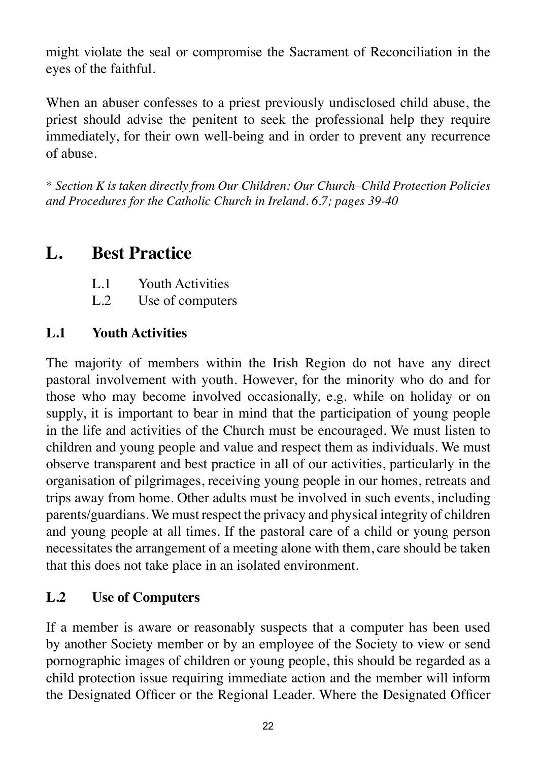might violate the seal or compromise the Sacrament of Reconciliation in the eyes of the faithful.

When an abuser confesses to a priest previously undisclosed child abuse, the priest should advise the penitent to seek the professional help they require immediately, for their own well-being and in order to prevent any recurrence of abuse.

* *Section K is taken directly from Our Children: Our Church–Child Protection Policies and Procedures for the Catholic Church in Ireland. 6.7; pages 39-40*

## L. Best Practice

- L.1 Youth Activities
- L.2 Use of computers

### L.1 Youth Activities

The majority of members within the Irish Region do not have any direct pastoral involvement with youth. However, for the minority who do and for those who may become involved occasionally, e.g. while on holiday or on supply, it is important to bear in mind that the participation of young people in the life and activities of the Church must be encouraged. We must listen to children and young people and value and respect them as individuals. We must observe transparent and best practice in all of our activities, particularly in the organisation of pilgrimages, receiving young people in our homes, retreats and trips away from home. Other adults must be involved in such events, including parents/guardians. We must respect the privacy and physical integrity of children and young people at all times. If the pastoral care of a child or young person necessitates the arrangement of a meeting alone with them, care should be taken that this does not take place in an isolated environment.

### L.2 Use of Computers

If a member is aware or reasonably suspects that a computer has been used by another Society member or by an employee of the Society to view or send pornographic images of children or young people, this should be regarded as a child protection issue requiring immediate action and the member will inform the Designated Officer or the Regional Leader. Where the Designated Officer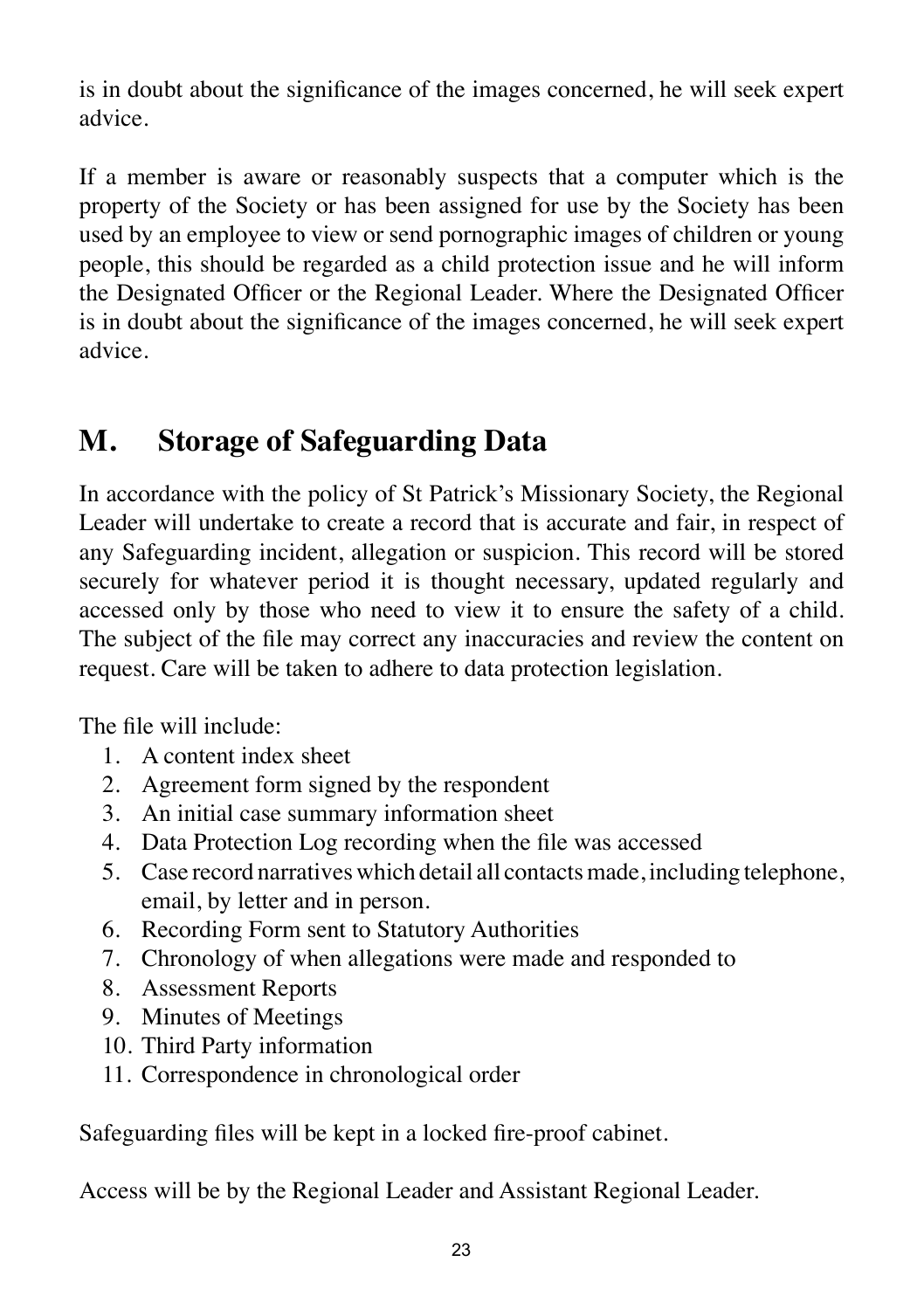is in doubt about the significance of the images concerned, he will seek expert advice.

If a member is aware or reasonably suspects that a computer which is the property of the Society or has been assigned for use by the Society has been used by an employee to view or send pornographic images of children or young people, this should be regarded as a child protection issue and he will inform the Designated Officer or the Regional Leader. Where the Designated Officer is in doubt about the significance of the images concerned, he will seek expert advice.

## M. Storage of Safeguarding Data

In accordance with the policy of St Patrick's Missionary Society, the Regional Leader will undertake to create a record that is accurate and fair, in respect of any Safeguarding incident, allegation or suspicion. This record will be stored securely for whatever period it is thought necessary, updated regularly and accessed only by those who need to view it to ensure the safety of a child. The subject of the file may correct any inaccuracies and review the content on request. Care will be taken to adhere to data protection legislation.

The file will include:

1. A content index sheet
2. Agreement form signed by the respondent
3. An initial case summary information sheet
4. Data Protection Log recording when the file was accessed
5. Case record narratives which detail all contacts made, including telephone, email, by letter and in person.
6. Recording Form sent to Statutory Authorities
7. Chronology of when allegations were made and responded to
8. Assessment Reports
9. Minutes of Meetings
10. Third Party information
11. Correspondence in chronological order

Safeguarding files will be kept in a locked fire-proof cabinet.

Access will be by the Regional Leader and Assistant Regional Leader.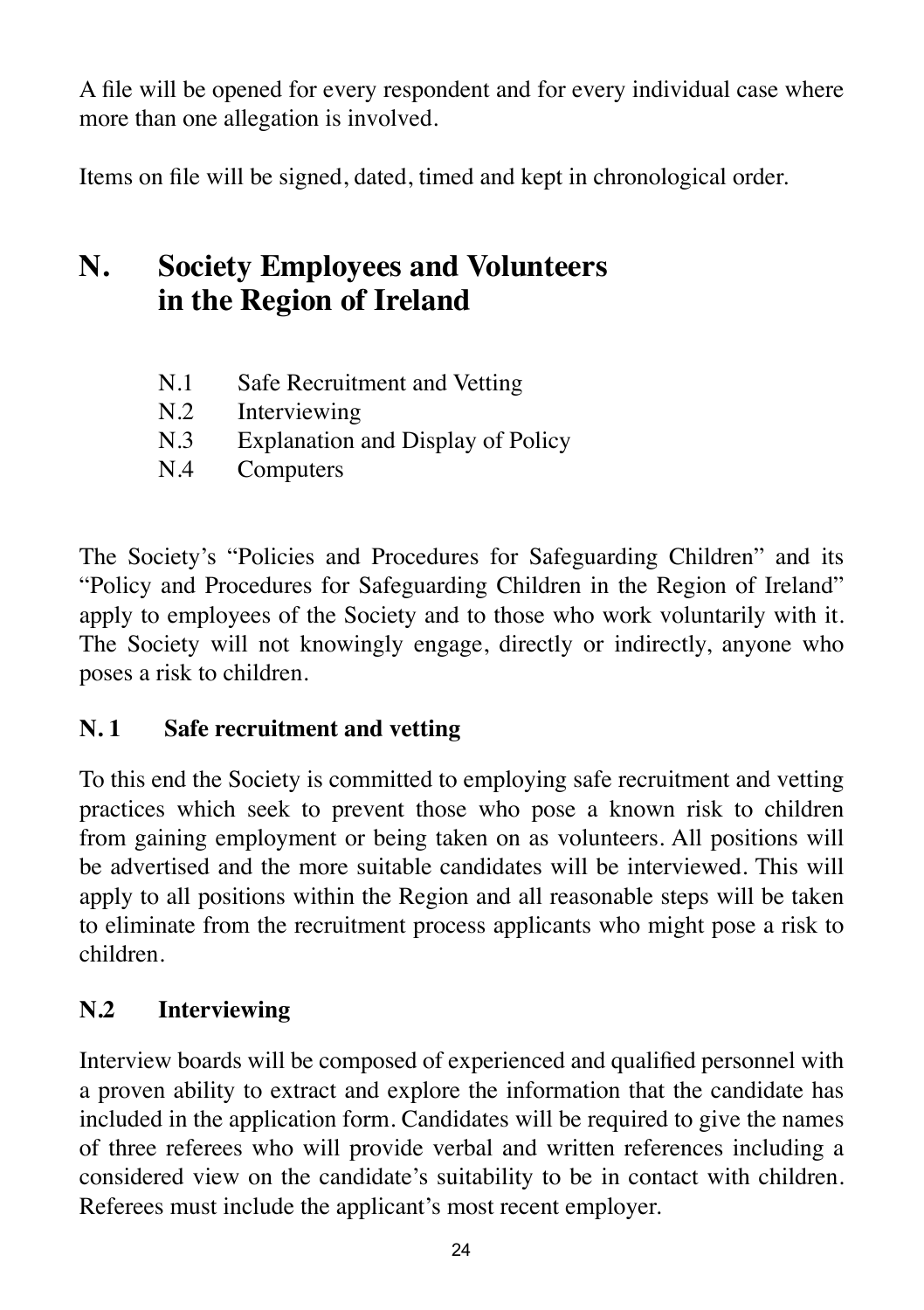A file will be opened for every respondent and for every individual case where more than one allegation is involved.

Items on file will be signed, dated, timed and kept in chronological order.

## N. Society Employees and Volunteers in the Region of Ireland

- N.1 Safe Recruitment and Vetting
- N.2 Interviewing
- N.3 Explanation and Display of Policy
- N.4 Computers

The Society's "Policies and Procedures for Safeguarding Children" and its "Policy and Procedures for Safeguarding Children in the Region of Ireland" apply to employees of the Society and to those who work voluntarily with it. The Society will not knowingly engage, directly or indirectly, anyone who poses a risk to children.

### N. 1 Safe recruitment and vetting

To this end the Society is committed to employing safe recruitment and vetting practices which seek to prevent those who pose a known risk to children from gaining employment or being taken on as volunteers. All positions will be advertised and the more suitable candidates will be interviewed. This will apply to all positions within the Region and all reasonable steps will be taken to eliminate from the recruitment process applicants who might pose a risk to children.

### N.2 Interviewing

Interview boards will be composed of experienced and qualified personnel with a proven ability to extract and explore the information that the candidate has included in the application form. Candidates will be required to give the names of three referees who will provide verbal and written references including a considered view on the candidate's suitability to be in contact with children. Referees must include the applicant's most recent employer.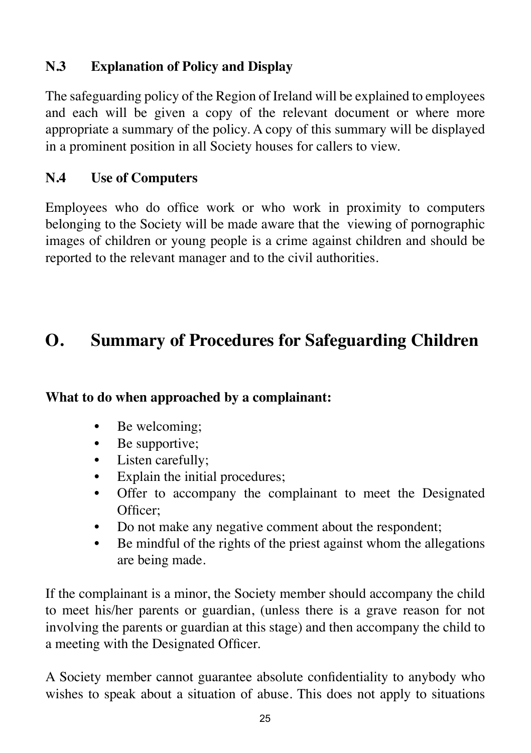### N.3 Explanation of Policy and Display

The safeguarding policy of the Region of Ireland will be explained to employees and each will be given a copy of the relevant document or where more appropriate a summary of the policy. A copy of this summary will be displayed in a prominent position in all Society houses for callers to view.

### N.4 Use of Computers

Employees who do office work or who work in proximity to computers belonging to the Society will be made aware that the viewing of pornographic images of children or young people is a crime against children and should be reported to the relevant manager and to the civil authorities.

## O. Summary of Procedures for Safeguarding Children

**What to do when approached by a complainant:**

- Be welcoming;
- Be supportive;
- Listen carefully;
- Explain the initial procedures;
- Offer to accompany the complainant to meet the Designated Officer;
- Do not make any negative comment about the respondent;
- Be mindful of the rights of the priest against whom the allegations are being made.

If the complainant is a minor, the Society member should accompany the child to meet his/her parents or guardian, (unless there is a grave reason for not involving the parents or guardian at this stage) and then accompany the child to a meeting with the Designated Officer.

A Society member cannot guarantee absolute confidentiality to anybody who wishes to speak about a situation of abuse. This does not apply to situations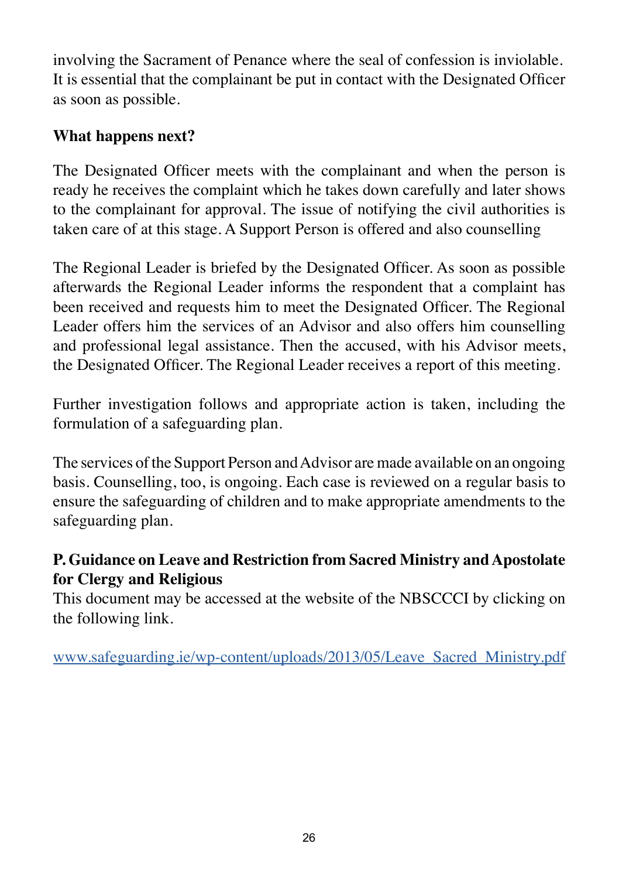involving the Sacrament of Penance where the seal of confession is inviolable. It is essential that the complainant be put in contact with the Designated Officer as soon as possible.

**What happens next?**

The Designated Officer meets with the complainant and when the person is ready he receives the complaint which he takes down carefully and later shows to the complainant for approval. The issue of notifying the civil authorities is taken care of at this stage. A Support Person is offered and also counselling

The Regional Leader is briefed by the Designated Officer. As soon as possible afterwards the Regional Leader informs the respondent that a complaint has been received and requests him to meet the Designated Officer. The Regional Leader offers him the services of an Advisor and also offers him counselling and professional legal assistance. Then the accused, with his Advisor meets, the Designated Officer. The Regional Leader receives a report of this meeting.

Further investigation follows and appropriate action is taken, including the formulation of a safeguarding plan.

The services of the Support Person and Advisor are made available on an ongoing basis. Counselling, too, is ongoing. Each case is reviewed on a regular basis to ensure the safeguarding of children and to make appropriate amendments to the safeguarding plan.

**P. Guidance on Leave and Restriction from Sacred Ministry and Apostolate for Clergy and Religious**

This document may be accessed at the website of the NBSCCCI by clicking on the following link.

www.safeguarding.ie/wp-content/uploads/2013/05/Leave_Sacred_Ministry.pdf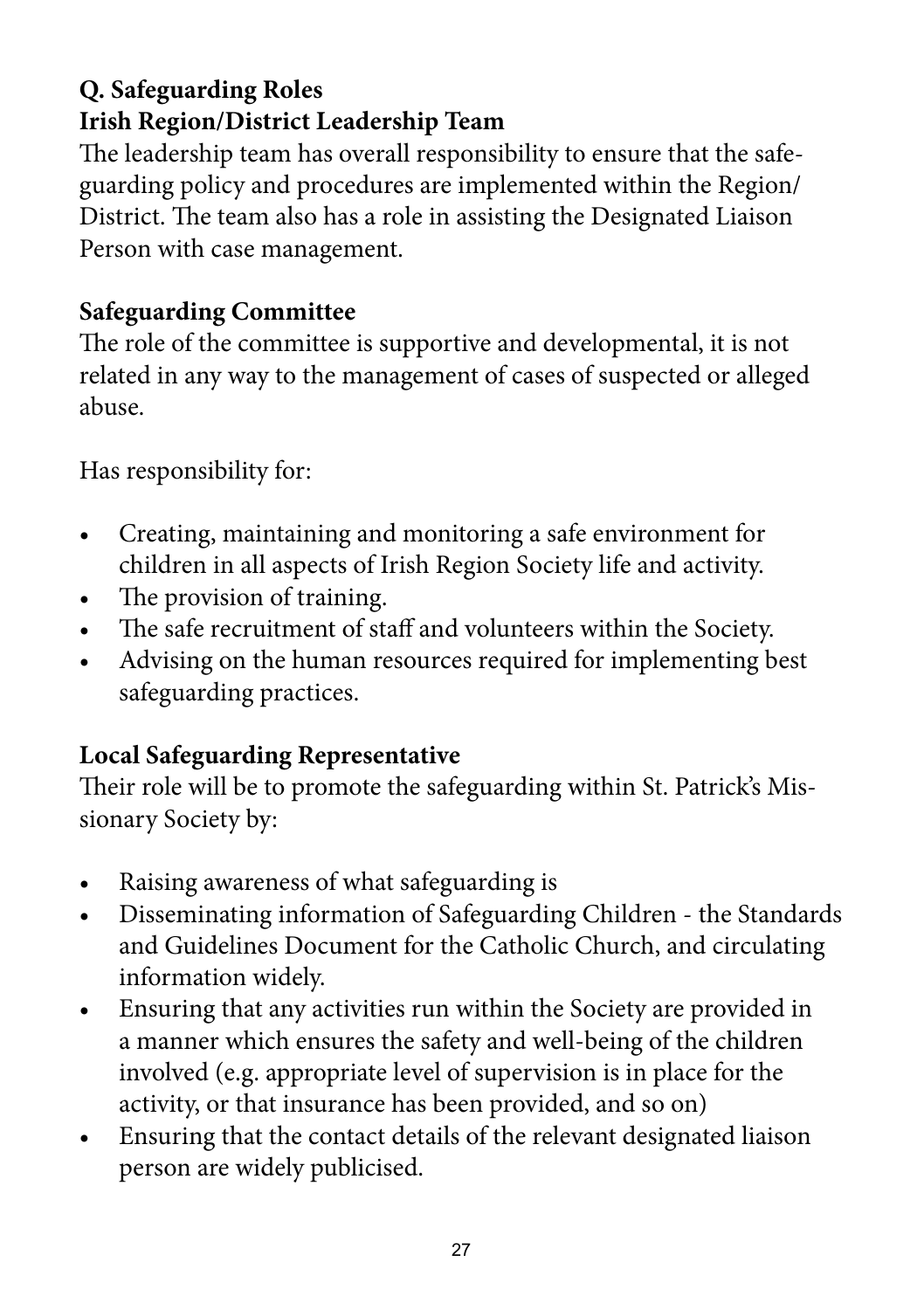## Q. Safeguarding Roles

### Irish Region/District Leadership Team

The leadership team has overall responsibility to ensure that the safeguarding policy and procedures are implemented within the Region/District. The team also has a role in assisting the Designated Liaison Person with case management.

### Safeguarding Committee

The role of the committee is supportive and developmental, it is not related in any way to the management of cases of suspected or alleged abuse.

Has responsibility for:

- Creating, maintaining and monitoring a safe environment for children in all aspects of Irish Region Society life and activity.
- The provision of training.
- The safe recruitment of staff and volunteers within the Society.
- Advising on the human resources required for implementing best safeguarding practices.

### Local Safeguarding Representative

Their role will be to promote the safeguarding within St. Patrick's Missionary Society by:

- Raising awareness of what safeguarding is
- Disseminating information of Safeguarding Children - the Standards and Guidelines Document for the Catholic Church, and circulating information widely.
- Ensuring that any activities run within the Society are provided in a manner which ensures the safety and well-being of the children involved (e.g. appropriate level of supervision is in place for the activity, or that insurance has been provided, and so on)
- Ensuring that the contact details of the relevant designated liaison person are widely publicised.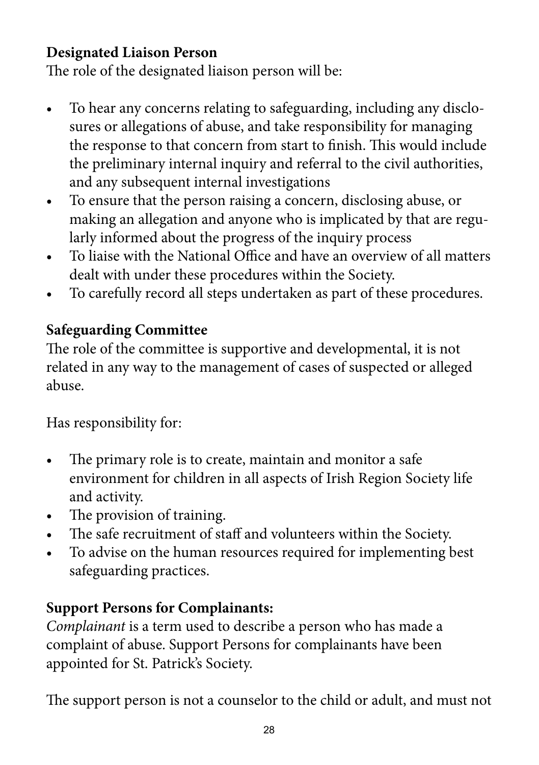**Designated Liaison Person**

The role of the designated liaison person will be:

- To hear any concerns relating to safeguarding, including any disclosures or allegations of abuse, and take responsibility for managing the response to that concern from start to finish. This would include the preliminary internal inquiry and referral to the civil authorities, and any subsequent internal investigations
- To ensure that the person raising a concern, disclosing abuse, or making an allegation and anyone who is implicated by that are regularly informed about the progress of the inquiry process
- To liaise with the National Office and have an overview of all matters dealt with under these procedures within the Society.
- To carefully record all steps undertaken as part of these procedures.

**Safeguarding Committee**

The role of the committee is supportive and developmental, it is not related in any way to the management of cases of suspected or alleged abuse.

Has responsibility for:

- The primary role is to create, maintain and monitor a safe environment for children in all aspects of Irish Region Society life and activity.
- The provision of training.
- The safe recruitment of staff and volunteers within the Society.
- To advise on the human resources required for implementing best safeguarding practices.

**Support Persons for Complainants:**

*Complainant* is a term used to describe a person who has made a complaint of abuse. Support Persons for complainants have been appointed for St. Patrick's Society.

The support person is not a counselor to the child or adult, and must not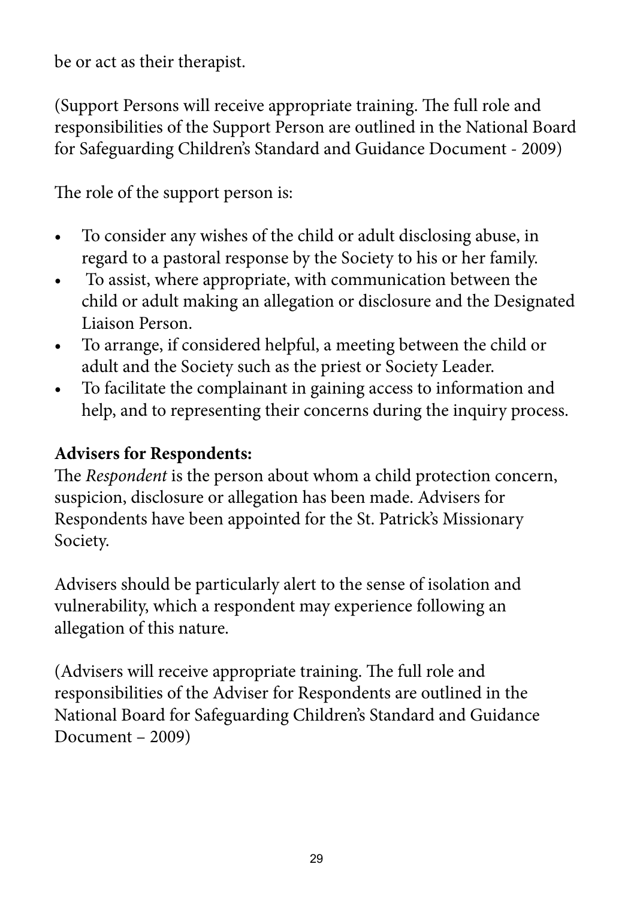be or act as their therapist.

(Support Persons will receive appropriate training. The full role and responsibilities of the Support Person are outlined in the National Board for Safeguarding Children's Standard and Guidance Document - 2009)

The role of the support person is:

- To consider any wishes of the child or adult disclosing abuse, in regard to a pastoral response by the Society to his or her family.
- To assist, where appropriate, with communication between the child or adult making an allegation or disclosure and the Designated Liaison Person.
- To arrange, if considered helpful, a meeting between the child or adult and the Society such as the priest or Society Leader.
- To facilitate the complainant in gaining access to information and help, and to representing their concerns during the inquiry process.

**Advisers for Respondents:**

The *Respondent* is the person about whom a child protection concern, suspicion, disclosure or allegation has been made. Advisers for Respondents have been appointed for the St. Patrick's Missionary Society.

Advisers should be particularly alert to the sense of isolation and vulnerability, which a respondent may experience following an allegation of this nature.

(Advisers will receive appropriate training. The full role and responsibilities of the Adviser for Respondents are outlined in the National Board for Safeguarding Children's Standard and Guidance Document – 2009)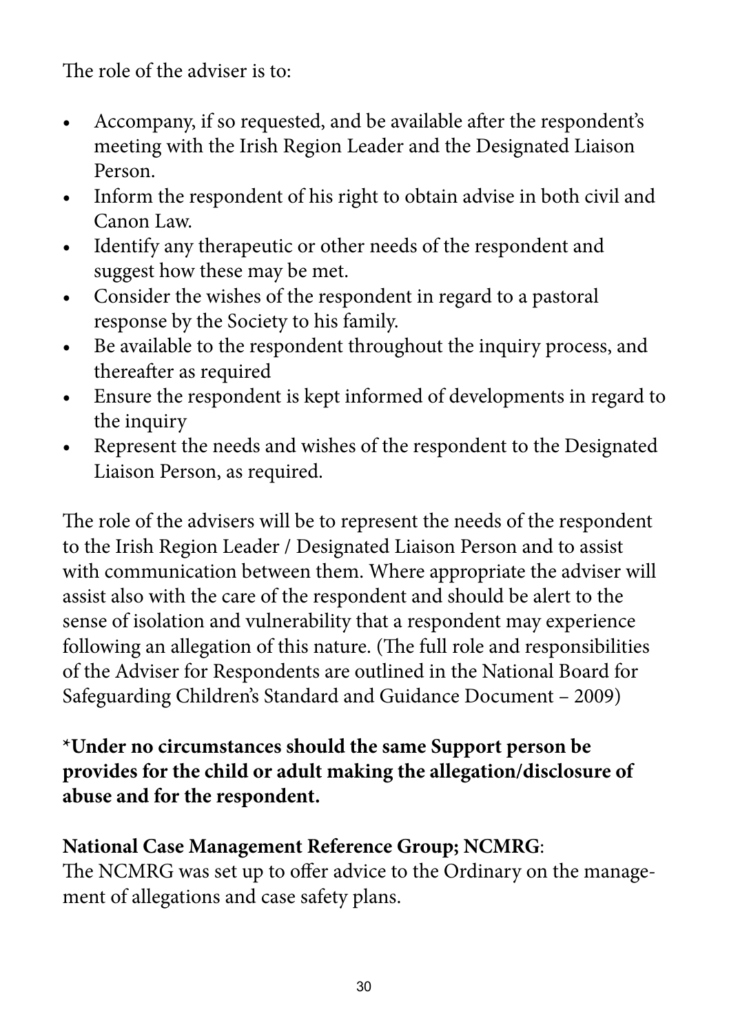The role of the adviser is to:

- Accompany, if so requested, and be available after the respondent's meeting with the Irish Region Leader and the Designated Liaison Person.
- Inform the respondent of his right to obtain advise in both civil and Canon Law.
- Identify any therapeutic or other needs of the respondent and suggest how these may be met.
- Consider the wishes of the respondent in regard to a pastoral response by the Society to his family.
- Be available to the respondent throughout the inquiry process, and thereafter as required
- Ensure the respondent is kept informed of developments in regard to the inquiry
- Represent the needs and wishes of the respondent to the Designated Liaison Person, as required.

The role of the advisers will be to represent the needs of the respondent to the Irish Region Leader / Designated Liaison Person and to assist with communication between them. Where appropriate the adviser will assist also with the care of the respondent and should be alert to the sense of isolation and vulnerability that a respondent may experience following an allegation of this nature. (The full role and responsibilities of the Adviser for Respondents are outlined in the National Board for Safeguarding Children's Standard and Guidance Document – 2009)

**\*Under no circumstances should the same Support person be provides for the child or adult making the allegation/disclosure of abuse and for the respondent.**

**National Case Management Reference Group; NCMRG**:
The NCMRG was set up to offer advice to the Ordinary on the management of allegations and case safety plans.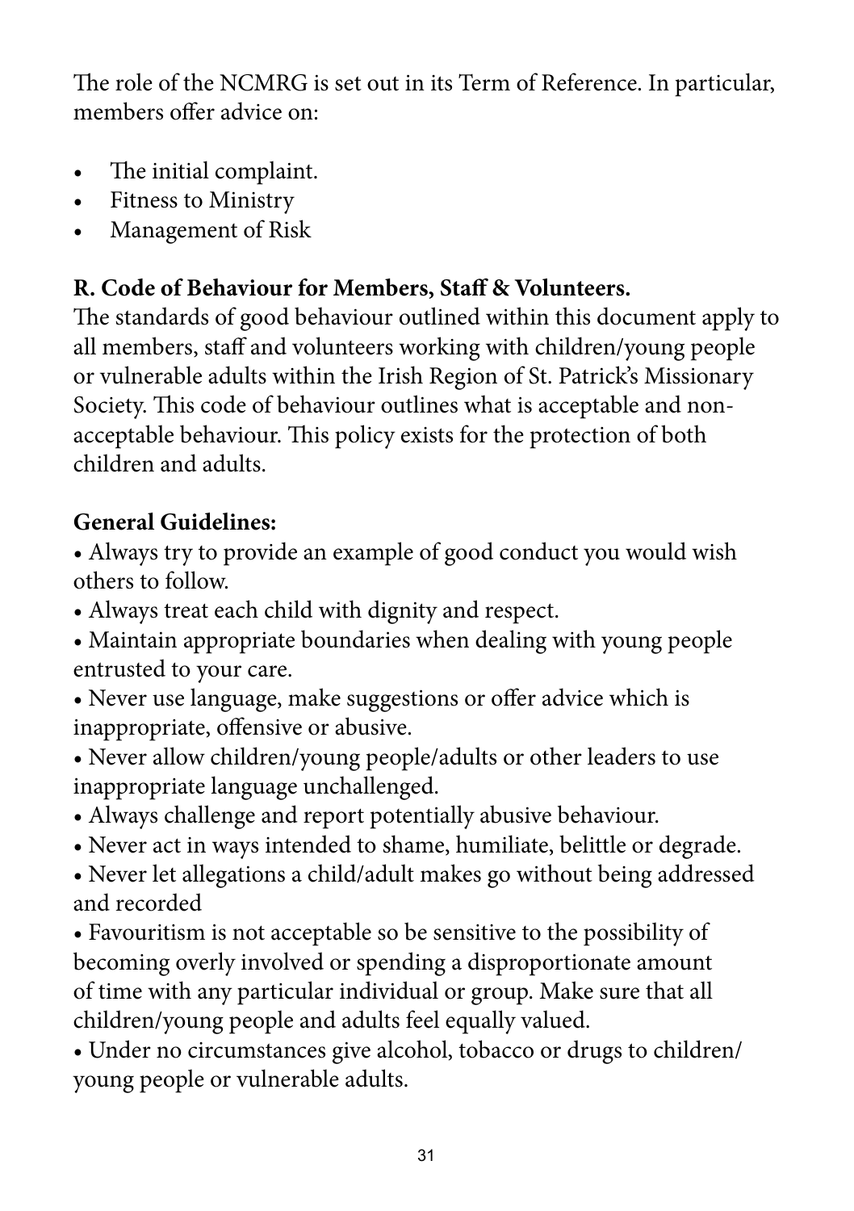The role of the NCMRG is set out in its Term of Reference. In particular, members offer advice on:

- The initial complaint.
- Fitness to Ministry
- Management of Risk

**R. Code of Behaviour for Members, Staff & Volunteers.**

The standards of good behaviour outlined within this document apply to all members, staff and volunteers working with children/young people or vulnerable adults within the Irish Region of St. Patrick's Missionary Society. This code of behaviour outlines what is acceptable and non-acceptable behaviour. This policy exists for the protection of both children and adults.

**General Guidelines:**

- Always try to provide an example of good conduct you would wish others to follow.
- Always treat each child with dignity and respect.
- Maintain appropriate boundaries when dealing with young people entrusted to your care.
- Never use language, make suggestions or offer advice which is inappropriate, offensive or abusive.
- Never allow children/young people/adults or other leaders to use inappropriate language unchallenged.
- Always challenge and report potentially abusive behaviour.
- Never act in ways intended to shame, humiliate, belittle or degrade.
- Never let allegations a child/adult makes go without being addressed and recorded
- Favouritism is not acceptable so be sensitive to the possibility of becoming overly involved or spending a disproportionate amount of time with any particular individual or group. Make sure that all children/young people and adults feel equally valued.
- Under no circumstances give alcohol, tobacco or drugs to children/ young people or vulnerable adults.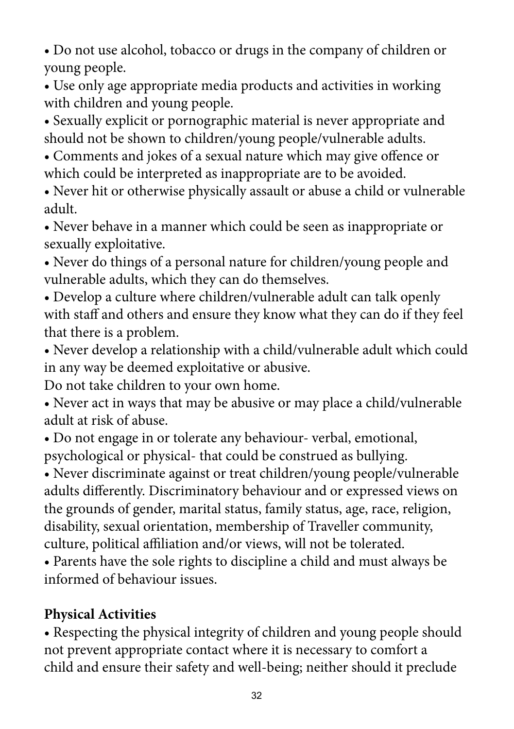- Do not use alcohol, tobacco or drugs in the company of children or young people.
- Use only age appropriate media products and activities in working with children and young people.
- Sexually explicit or pornographic material is never appropriate and should not be shown to children/young people/vulnerable adults.
- Comments and jokes of a sexual nature which may give offence or which could be interpreted as inappropriate are to be avoided.
- Never hit or otherwise physically assault or abuse a child or vulnerable adult.
- Never behave in a manner which could be seen as inappropriate or sexually exploitative.
- Never do things of a personal nature for children/young people and vulnerable adults, which they can do themselves.
- Develop a culture where children/vulnerable adult can talk openly with staff and others and ensure they know what they can do if they feel that there is a problem.
- Never develop a relationship with a child/vulnerable adult which could in any way be deemed exploitative or abusive.

Do not take children to your own home.

- Never act in ways that may be abusive or may place a child/vulnerable adult at risk of abuse.
- Do not engage in or tolerate any behaviour- verbal, emotional, psychological or physical- that could be construed as bullying.
- Never discriminate against or treat children/young people/vulnerable adults differently. Discriminatory behaviour and or expressed views on the grounds of gender, marital status, family status, age, race, religion, disability, sexual orientation, membership of Traveller community, culture, political affiliation and/or views, will not be tolerated.
- Parents have the sole rights to discipline a child and must always be informed of behaviour issues.

**Physical Activities**

- Respecting the physical integrity of children and young people should not prevent appropriate contact where it is necessary to comfort a child and ensure their safety and well-being; neither should it preclude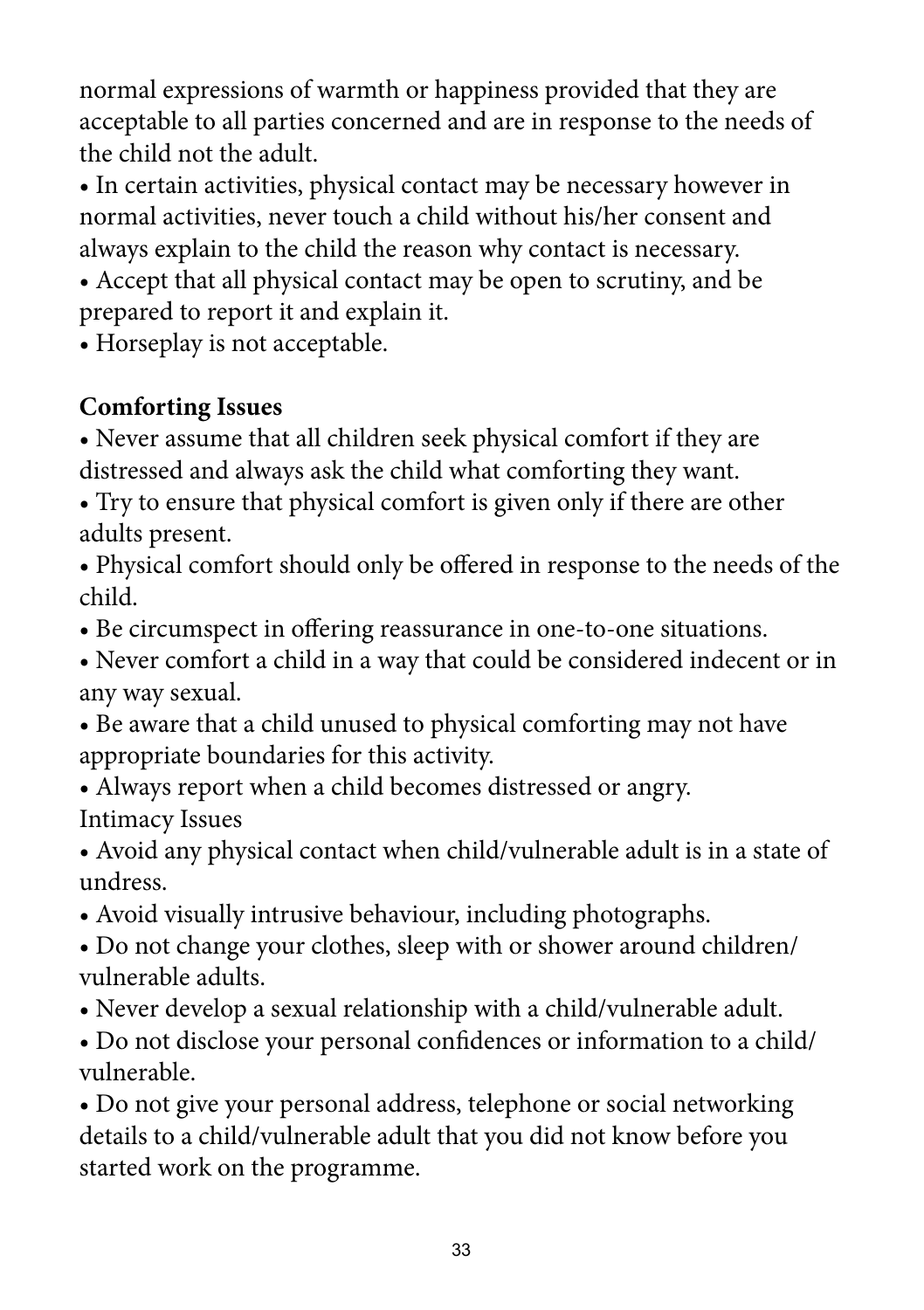normal expressions of warmth or happiness provided that they are acceptable to all parties concerned and are in response to the needs of the child not the adult.

- In certain activities, physical contact may be necessary however in normal activities, never touch a child without his/her consent and always explain to the child the reason why contact is necessary.
- Accept that all physical contact may be open to scrutiny, and be prepared to report it and explain it.
- Horseplay is not acceptable.

**Comforting Issues**

- Never assume that all children seek physical comfort if they are distressed and always ask the child what comforting they want.
- Try to ensure that physical comfort is given only if there are other adults present.
- Physical comfort should only be offered in response to the needs of the child.
- Be circumspect in offering reassurance in one-to-one situations.
- Never comfort a child in a way that could be considered indecent or in any way sexual.
- Be aware that a child unused to physical comforting may not have appropriate boundaries for this activity.
- Always report when a child becomes distressed or angry.

Intimacy Issues

- Avoid any physical contact when child/vulnerable adult is in a state of undress.
- Avoid visually intrusive behaviour, including photographs.
- Do not change your clothes, sleep with or shower around children/ vulnerable adults.
- Never develop a sexual relationship with a child/vulnerable adult.
- Do not disclose your personal confidences or information to a child/ vulnerable.
- Do not give your personal address, telephone or social networking details to a child/vulnerable adult that you did not know before you started work on the programme.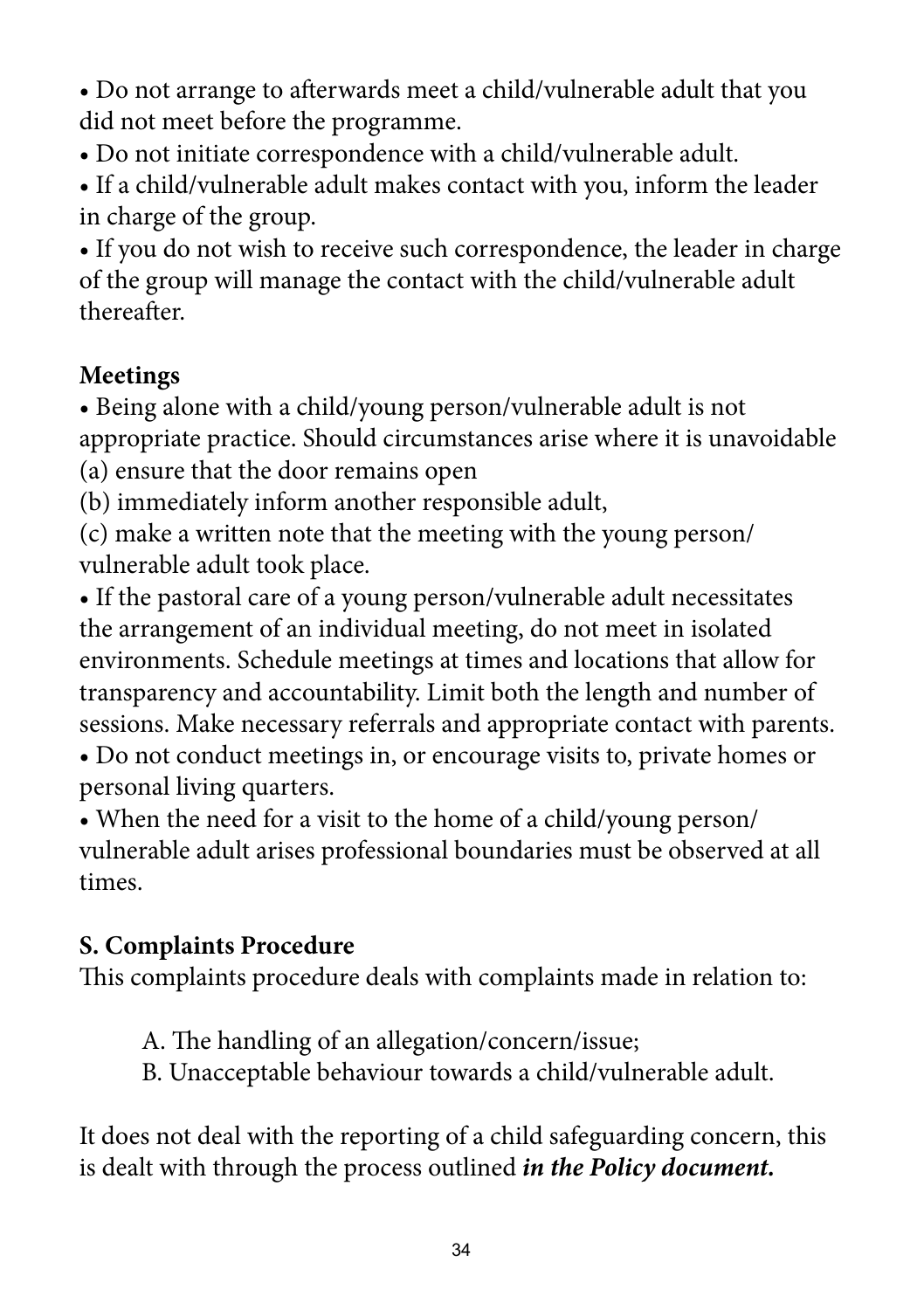- Do not arrange to afterwards meet a child/vulnerable adult that you did not meet before the programme.
- Do not initiate correspondence with a child/vulnerable adult.
- If a child/vulnerable adult makes contact with you, inform the leader in charge of the group.
- If you do not wish to receive such correspondence, the leader in charge of the group will manage the contact with the child/vulnerable adult thereafter.

**Meetings**

- Being alone with a child/young person/vulnerable adult is not appropriate practice. Should circumstances arise where it is unavoidable
  (a) ensure that the door remains open
  (b) immediately inform another responsible adult,
  (c) make a written note that the meeting with the young person/ vulnerable adult took place.
- If the pastoral care of a young person/vulnerable adult necessitates the arrangement of an individual meeting, do not meet in isolated environments. Schedule meetings at times and locations that allow for transparency and accountability. Limit both the length and number of sessions. Make necessary referrals and appropriate contact with parents.
- Do not conduct meetings in, or encourage visits to, private homes or personal living quarters.
- When the need for a visit to the home of a child/young person/ vulnerable adult arises professional boundaries must be observed at all times.

**S. Complaints Procedure**

This complaints procedure deals with complaints made in relation to:

A. The handling of an allegation/concern/issue;
B. Unacceptable behaviour towards a child/vulnerable adult.

It does not deal with the reporting of a child safeguarding concern, this is dealt with through the process outlined ***in the Policy document.***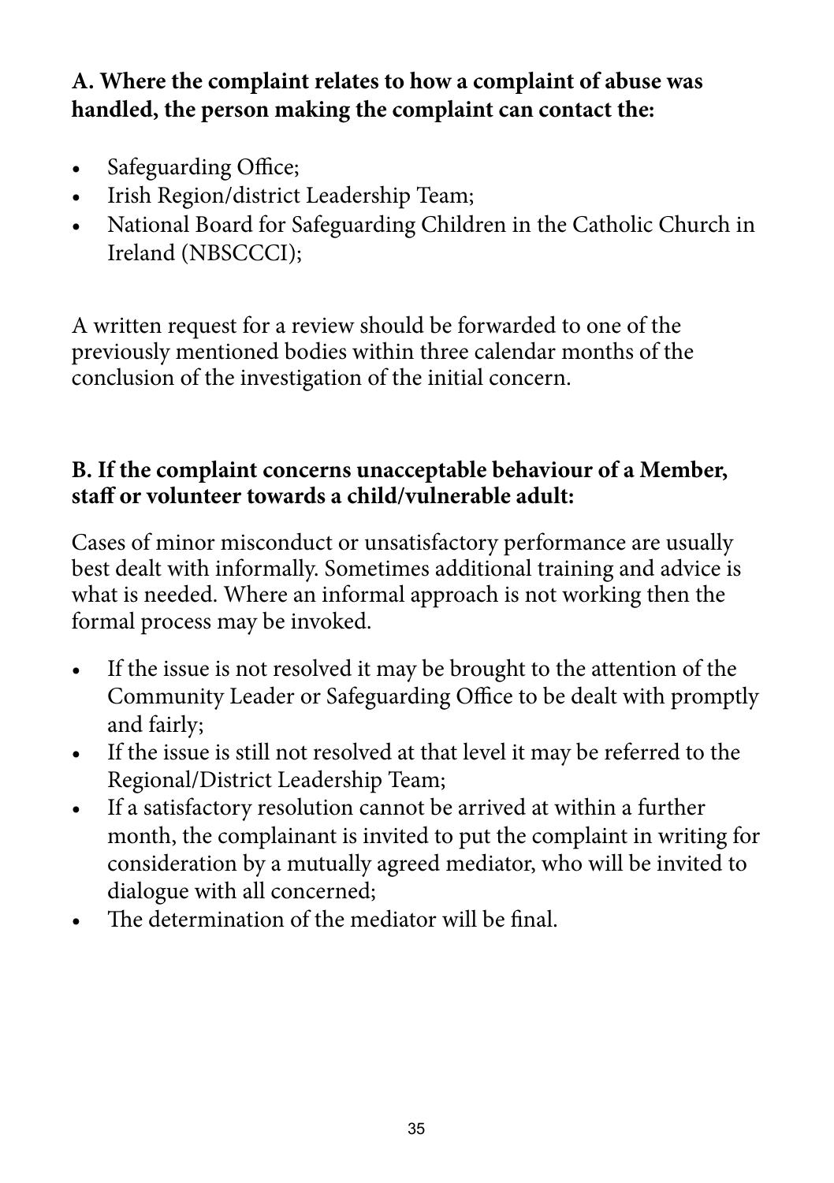**A. Where the complaint relates to how a complaint of abuse was handled, the person making the complaint can contact the:**

- Safeguarding Office;
- Irish Region/district Leadership Team;
- National Board for Safeguarding Children in the Catholic Church in Ireland (NBSCCCI);

A written request for a review should be forwarded to one of the previously mentioned bodies within three calendar months of the conclusion of the investigation of the initial concern.

**B. If the complaint concerns unacceptable behaviour of a Member, staff or volunteer towards a child/vulnerable adult:**

Cases of minor misconduct or unsatisfactory performance are usually best dealt with informally. Sometimes additional training and advice is what is needed. Where an informal approach is not working then the formal process may be invoked.

- If the issue is not resolved it may be brought to the attention of the Community Leader or Safeguarding Office to be dealt with promptly and fairly;
- If the issue is still not resolved at that level it may be referred to the Regional/District Leadership Team;
- If a satisfactory resolution cannot be arrived at within a further month, the complainant is invited to put the complaint in writing for consideration by a mutually agreed mediator, who will be invited to dialogue with all concerned;
- The determination of the mediator will be final.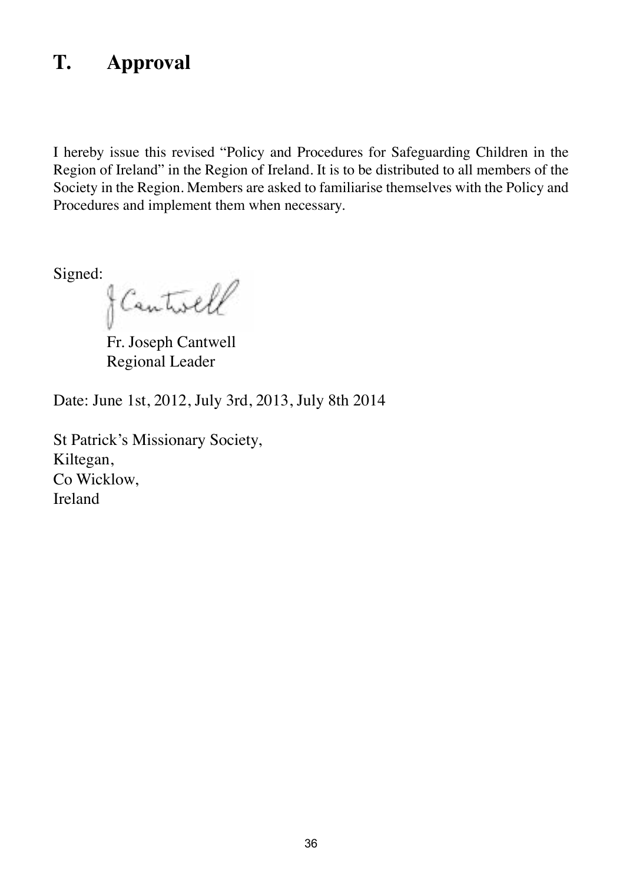# T. Approval

I hereby issue this revised “Policy and Procedures for Safeguarding Children in the Region of Ireland” in the Region of Ireland. It is to be distributed to all members of the Society in the Region. Members are asked to familiarise themselves with the Policy and Procedures and implement them when necessary.

Signed:

Fr. Joseph Cantwell
Regional Leader

Date: June 1st, 2012, July 3rd, 2013, July 8th 2014

St Patrick’s Missionary Society,
Kiltegan,
Co Wicklow,
Ireland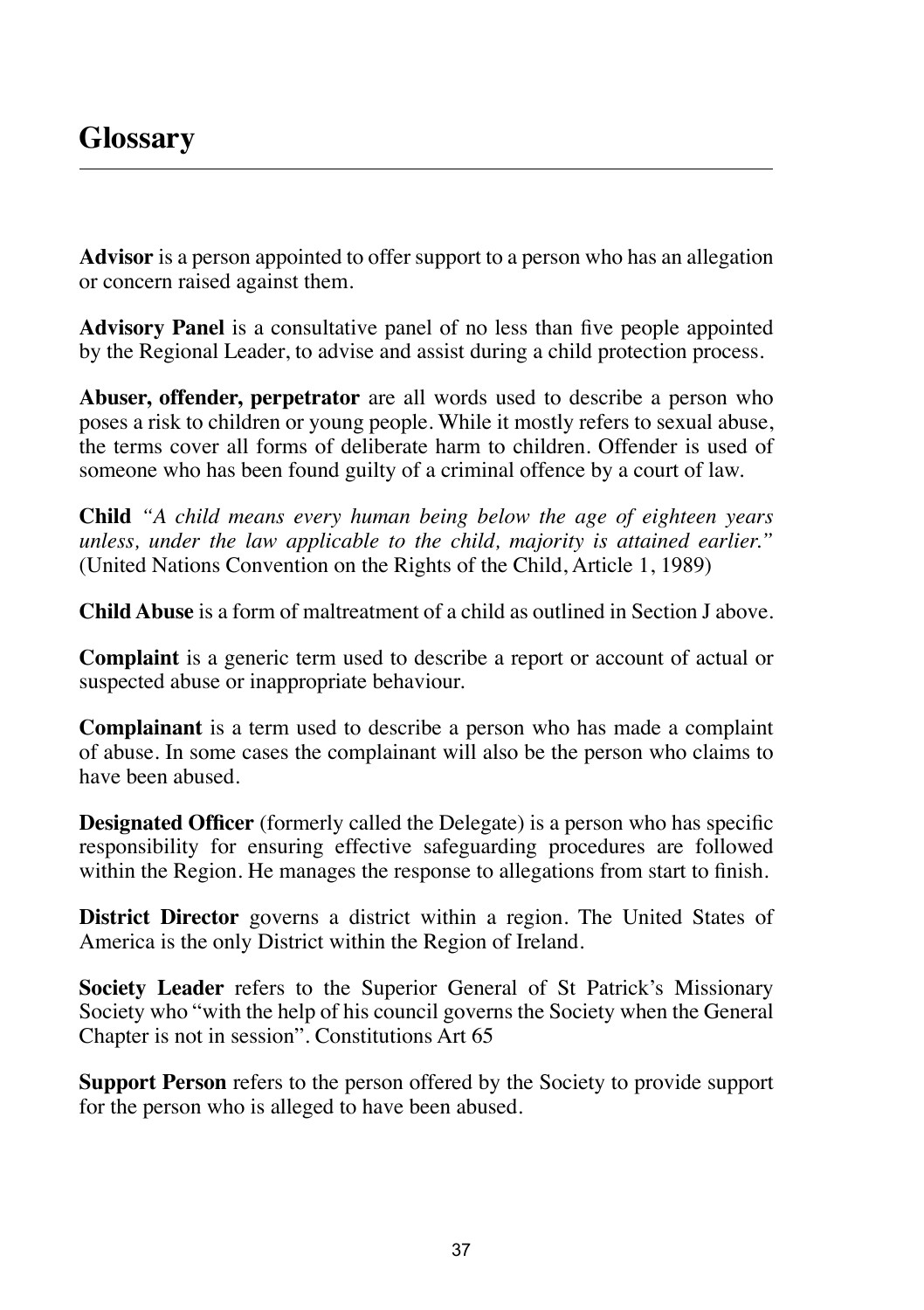# Glossary

**Advisor** is a person appointed to offer support to a person who has an allegation or concern raised against them.

**Advisory Panel** is a consultative panel of no less than five people appointed by the Regional Leader, to advise and assist during a child protection process.

**Abuser, offender, perpetrator** are all words used to describe a person who poses a risk to children or young people. While it mostly refers to sexual abuse, the terms cover all forms of deliberate harm to children. Offender is used of someone who has been found guilty of a criminal offence by a court of law.

**Child** *"A child means every human being below the age of eighteen years unless, under the law applicable to the child, majority is attained earlier."* (United Nations Convention on the Rights of the Child, Article 1, 1989)

**Child Abuse** is a form of maltreatment of a child as outlined in Section J above.

**Complaint** is a generic term used to describe a report or account of actual or suspected abuse or inappropriate behaviour.

**Complainant** is a term used to describe a person who has made a complaint of abuse. In some cases the complainant will also be the person who claims to have been abused.

**Designated Officer** (formerly called the Delegate) is a person who has specific responsibility for ensuring effective safeguarding procedures are followed within the Region. He manages the response to allegations from start to finish.

**District Director** governs a district within a region. The United States of America is the only District within the Region of Ireland.

**Society Leader** refers to the Superior General of St Patrick's Missionary Society who "with the help of his council governs the Society when the General Chapter is not in session". Constitutions Art 65

**Support Person** refers to the person offered by the Society to provide support for the person who is alleged to have been abused.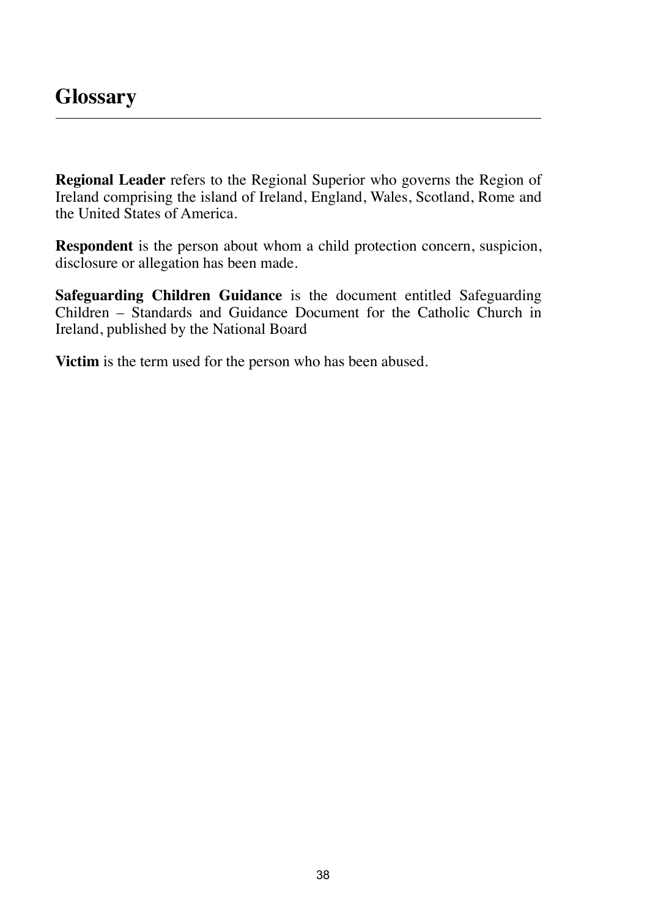# Glossary

**Regional Leader** refers to the Regional Superior who governs the Region of Ireland comprising the island of Ireland, England, Wales, Scotland, Rome and the United States of America.

**Respondent** is the person about whom a child protection concern, suspicion, disclosure or allegation has been made.

**Safeguarding Children Guidance** is the document entitled Safeguarding Children – Standards and Guidance Document for the Catholic Church in Ireland, published by the National Board

**Victim** is the term used for the person who has been abused.